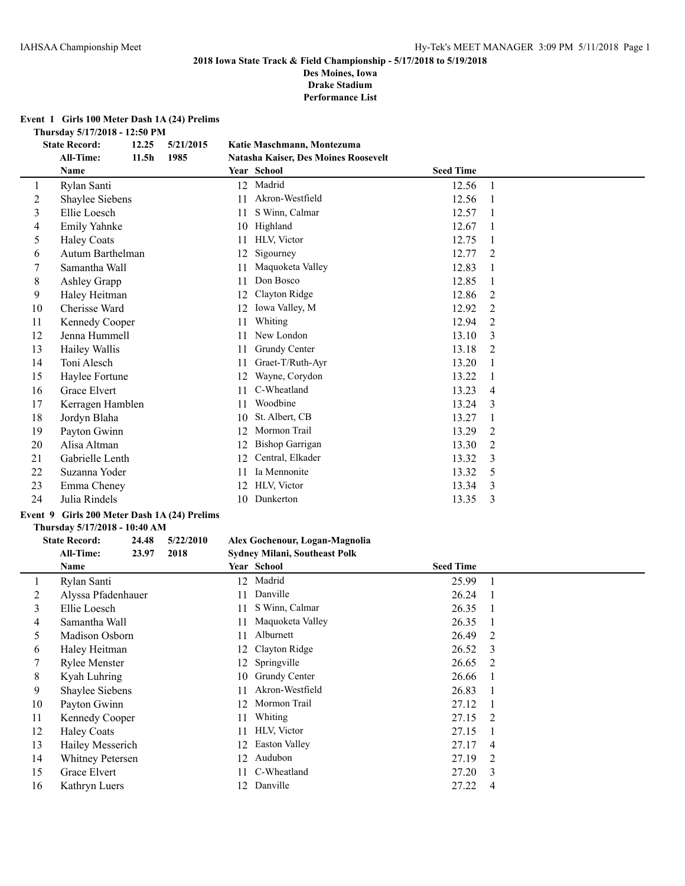**2018 Iowa State Track & Field Championship - 5/17/2018 to 5/19/2018**

**Des Moines, Iowa**

**Drake Stadium**

**Performance List**

**Event 1 Girls 100 Meter Dash 1A (24) Prelims**

**Thursday 5/17/2018 - 12:50 PM**

**State Record:** 12.25 5/21/2015 Katie Maschmann, Montezuma

**All-Time:** 11.5h 1985 Natasha Kaiser, Des Moines Roosevelt

| | Name | Year | School | Seed Time | |
|---|---|---|---|---|---|
| 1 | Rylan Santi | 12 | Madrid | 12.56 | 1 |
| 2 | Shaylee Siebens | 11 | Akron-Westfield | 12.56 | 1 |
| 3 | Ellie Loesch | 11 | S Winn, Calmar | 12.57 | 1 |
| 4 | Emily Yahnke | 10 | Highland | 12.67 | 1 |
| 5 | Haley Coats | 11 | HLV, Victor | 12.75 | 1 |
| 6 | Autum Barthelman | 12 | Sigourney | 12.77 | 2 |
| 7 | Samantha Wall | 11 | Maquoketa Valley | 12.83 | 1 |
| 8 | Ashley Grapp | 11 | Don Bosco | 12.85 | 1 |
| 9 | Haley Heitman | 12 | Clayton Ridge | 12.86 | 2 |
| 10 | Cherisse Ward | 12 | Iowa Valley, M | 12.92 | 2 |
| 11 | Kennedy Cooper | 11 | Whiting | 12.94 | 2 |
| 12 | Jenna Hummell | 11 | New London | 13.10 | 3 |
| 13 | Hailey Wallis | 11 | Grundy Center | 13.18 | 2 |
| 14 | Toni Alesch | 11 | Graet-T/Ruth-Ayr | 13.20 | 1 |
| 15 | Haylee Fortune | 12 | Wayne, Corydon | 13.22 | 1 |
| 16 | Grace Elvert | 11 | C-Wheatland | 13.23 | 4 |
| 17 | Kerragen Hamblen | 11 | Woodbine | 13.24 | 3 |
| 18 | Jordyn Blaha | 10 | St. Albert, CB | 13.27 | 1 |
| 19 | Payton Gwinn | 12 | Mormon Trail | 13.29 | 2 |
| 20 | Alisa Altman | 12 | Bishop Garrigan | 13.30 | 2 |
| 21 | Gabrielle Lenth | 12 | Central, Elkader | 13.32 | 3 |
| 22 | Suzanna Yoder | 11 | Ia Mennonite | 13.32 | 5 |
| 23 | Emma Cheney | 12 | HLV, Victor | 13.34 | 3 |
| 24 | Julia Rindels | 10 | Dunkerton | 13.35 | 3 |

**Event 9 Girls 200 Meter Dash 1A (24) Prelims**

**Thursday 5/17/2018 - 10:40 AM**

**State Record:** 24.48 5/22/2010 Alex Gochenour, Logan-Magnolia

**All-Time:** 23.97 2018 Sydney Milani, Southeast Polk

| | Name | Year | School | Seed Time | |
|---|---|---|---|---|---|
| 1 | Rylan Santi | 12 | Madrid | 25.99 | 1 |
| 2 | Alyssa Pfadenhauer | 11 | Danville | 26.24 | 1 |
| 3 | Ellie Loesch | 11 | S Winn, Calmar | 26.35 | 1 |
| 4 | Samantha Wall | 11 | Maquoketa Valley | 26.35 | 1 |
| 5 | Madison Osborn | 11 | Alburnett | 26.49 | 2 |
| 6 | Haley Heitman | 12 | Clayton Ridge | 26.52 | 3 |
| 7 | Rylee Menster | 12 | Springville | 26.65 | 2 |
| 8 | Kyah Luhring | 10 | Grundy Center | 26.66 | 1 |
| 9 | Shaylee Siebens | 11 | Akron-Westfield | 26.83 | 1 |
| 10 | Payton Gwinn | 12 | Mormon Trail | 27.12 | 1 |
| 11 | Kennedy Cooper | 11 | Whiting | 27.15 | 2 |
| 12 | Haley Coats | 11 | HLV, Victor | 27.15 | 1 |
| 13 | Hailey Messerich | 12 | Easton Valley | 27.17 | 4 |
| 14 | Whitney Petersen | 12 | Audubon | 27.19 | 2 |
| 15 | Grace Elvert | 11 | C-Wheatland | 27.20 | 3 |
| 16 | Kathryn Luers | 12 | Danville | 27.22 | 4 |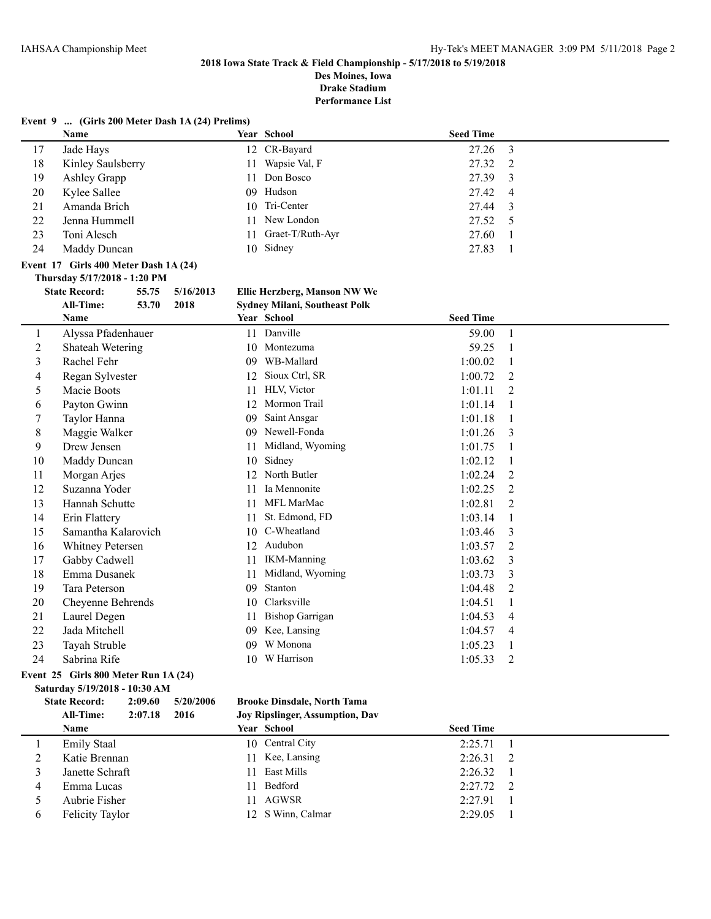**2018 Iowa State Track & Field Championship - 5/17/2018 to 5/19/2018**
**Des Moines, Iowa**
**Drake Stadium**
**Performance List**

### Event 9 ... (Girls 200 Meter Dash 1A (24) Prelims)

| | Name | Year | School | Seed Time | |
|---|---|---|---|---|---|
| 17 | Jade Hays | 12 | CR-Bayard | 27.26 | 3 |
| 18 | Kinley Saulsberry | 11 | Wapsie Val, F | 27.32 | 2 |
| 19 | Ashley Grapp | 11 | Don Bosco | 27.39 | 3 |
| 20 | Kylee Sallee | 09 | Hudson | 27.42 | 4 |
| 21 | Amanda Brich | 10 | Tri-Center | 27.44 | 3 |
| 22 | Jenna Hummell | 11 | New London | 27.52 | 5 |
| 23 | Toni Alesch | 11 | Graet-T/Ruth-Ayr | 27.60 | 1 |
| 24 | Maddy Duncan | 10 | Sidney | 27.83 | 1 |

### Event 17 Girls 400 Meter Dash 1A (24)

**Thursday 5/17/2018 - 1:20 PM**

**State Record:** 55.75 5/16/2013 **Ellie Herzberg, Manson NW We**
**All-Time:** 53.70 2018 **Sydney Milani, Southeast Polk**

| | Name | Year | School | Seed Time | |
|---|---|---|---|---|---|
| 1 | Alyssa Pfadenhauer | 11 | Danville | 59.00 | 1 |
| 2 | Shateah Wetering | 10 | Montezuma | 59.25 | 1 |
| 3 | Rachel Fehr | 09 | WB-Mallard | 1:00.02 | 1 |
| 4 | Regan Sylvester | 12 | Sioux Ctrl, SR | 1:00.72 | 2 |
| 5 | Macie Boots | 11 | HLV, Victor | 1:01.11 | 2 |
| 6 | Payton Gwinn | 12 | Mormon Trail | 1:01.14 | 1 |
| 7 | Taylor Hanna | 09 | Saint Ansgar | 1:01.18 | 1 |
| 8 | Maggie Walker | 09 | Newell-Fonda | 1:01.26 | 3 |
| 9 | Drew Jensen | 11 | Midland, Wyoming | 1:01.75 | 1 |
| 10 | Maddy Duncan | 10 | Sidney | 1:02.12 | 1 |
| 11 | Morgan Arjes | 12 | North Butler | 1:02.24 | 2 |
| 12 | Suzanna Yoder | 11 | Ia Mennonite | 1:02.25 | 2 |
| 13 | Hannah Schutte | 11 | MFL MarMac | 1:02.81 | 2 |
| 14 | Erin Flattery | 11 | St. Edmond, FD | 1:03.14 | 1 |
| 15 | Samantha Kalarovich | 10 | C-Wheatland | 1:03.46 | 3 |
| 16 | Whitney Petersen | 12 | Audubon | 1:03.57 | 2 |
| 17 | Gabby Cadwell | 11 | IKM-Manning | 1:03.62 | 3 |
| 18 | Emma Dusanek | 11 | Midland, Wyoming | 1:03.73 | 3 |
| 19 | Tara Peterson | 09 | Stanton | 1:04.48 | 2 |
| 20 | Cheyenne Behrends | 10 | Clarksville | 1:04.51 | 1 |
| 21 | Laurel Degen | 11 | Bishop Garrigan | 1:04.53 | 4 |
| 22 | Jada Mitchell | 09 | Kee, Lansing | 1:04.57 | 4 |
| 23 | Tayah Struble | 09 | W Monona | 1:05.23 | 1 |
| 24 | Sabrina Rife | 10 | W Harrison | 1:05.33 | 2 |

### Event 25 Girls 800 Meter Run 1A (24)

**Saturday 5/19/2018 - 10:30 AM**

**State Record:** 2:09.60 5/20/2006 **Brooke Dinsdale, North Tama**
**All-Time:** 2:07.18 2016 **Joy Ripslinger, Assumption, Dav**

| | Name | Year | School | Seed Time | |
|---|---|---|---|---|---|
| 1 | Emily Staal | 10 | Central City | 2:25.71 | 1 |
| 2 | Katie Brennan | 11 | Kee, Lansing | 2:26.31 | 2 |
| 3 | Janette Schraft | 11 | East Mills | 2:26.32 | 1 |
| 4 | Emma Lucas | 11 | Bedford | 2:27.72 | 2 |
| 5 | Aubrie Fisher | 11 | AGWSR | 2:27.91 | 1 |
| 6 | Felicity Taylor | 12 | S Winn, Calmar | 2:29.05 | 1 |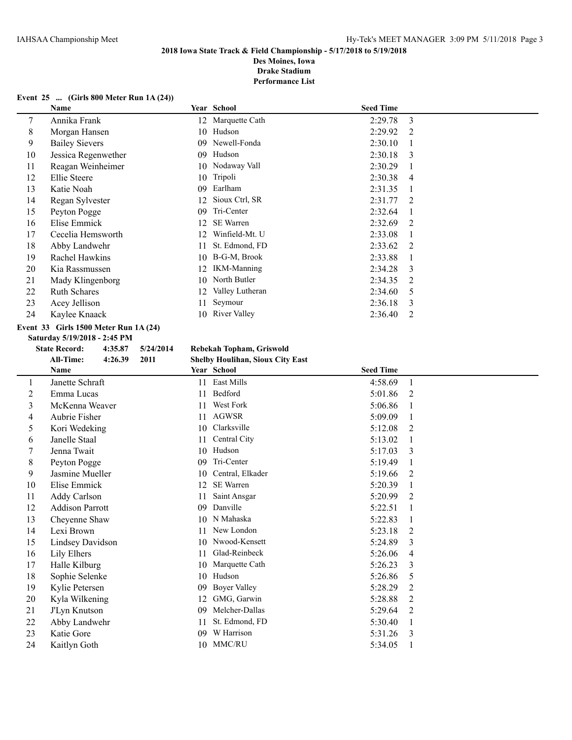**2018 Iowa State Track & Field Championship - 5/17/2018 to 5/19/2018**

**Des Moines, Iowa**

**Drake Stadium**

**Performance List**

### Event 25 ... (Girls 800 Meter Run 1A (24))

| | Name | Year | School | Seed Time | |
|---|---|---|---|---|---|
| 7 | Annika Frank | 12 | Marquette Cath | 2:29.78 | 3 |
| 8 | Morgan Hansen | 10 | Hudson | 2:29.92 | 2 |
| 9 | Bailey Sievers | 09 | Newell-Fonda | 2:30.10 | 1 |
| 10 | Jessica Regenwether | 09 | Hudson | 2:30.18 | 3 |
| 11 | Reagan Weinheimer | 10 | Nodaway Vall | 2:30.29 | 1 |
| 12 | Ellie Steere | 10 | Tripoli | 2:30.38 | 4 |
| 13 | Katie Noah | 09 | Earlham | 2:31.35 | 1 |
| 14 | Regan Sylvester | 12 | Sioux Ctrl, SR | 2:31.77 | 2 |
| 15 | Peyton Pogge | 09 | Tri-Center | 2:32.64 | 1 |
| 16 | Elise Emmick | 12 | SE Warren | 2:32.69 | 2 |
| 17 | Cecelia Hemsworth | 12 | Winfield-Mt. U | 2:33.08 | 1 |
| 18 | Abby Landwehr | 11 | St. Edmond, FD | 2:33.62 | 2 |
| 19 | Rachel Hawkins | 10 | B-G-M, Brook | 2:33.88 | 1 |
| 20 | Kia Rassmussen | 12 | IKM-Manning | 2:34.28 | 3 |
| 21 | Mady Klingenborg | 10 | North Butler | 2:34.35 | 2 |
| 22 | Ruth Schares | 12 | Valley Lutheran | 2:34.60 | 5 |
| 23 | Acey Jellison | 11 | Seymour | 2:36.18 | 3 |
| 24 | Kaylee Knaack | 10 | River Valley | 2:36.40 | 2 |

### Event 33 Girls 1500 Meter Run 1A (24)

**Saturday 5/19/2018 - 2:45 PM**

**State Record:** 4:35.87 5/24/2014 **Rebekah Topham, Griswold**

**All-Time:** 4:26.39 2011 **Shelby Houlihan, Sioux City East**

| | Name | Year | School | Seed Time | |
|---|---|---|---|---|---|
| 1 | Janette Schraft | 11 | East Mills | 4:58.69 | 1 |
| 2 | Emma Lucas | 11 | Bedford | 5:01.86 | 2 |
| 3 | McKenna Weaver | 11 | West Fork | 5:06.86 | 1 |
| 4 | Aubrie Fisher | 11 | AGWSR | 5:09.09 | 1 |
| 5 | Kori Wedeking | 10 | Clarksville | 5:12.08 | 2 |
| 6 | Janelle Staal | 11 | Central City | 5:13.02 | 1 |
| 7 | Jenna Twait | 10 | Hudson | 5:17.03 | 3 |
| 8 | Peyton Pogge | 09 | Tri-Center | 5:19.49 | 1 |
| 9 | Jasmine Mueller | 10 | Central, Elkader | 5:19.66 | 2 |
| 10 | Elise Emmick | 12 | SE Warren | 5:20.39 | 1 |
| 11 | Addy Carlson | 11 | Saint Ansgar | 5:20.99 | 2 |
| 12 | Addison Parrott | 09 | Danville | 5:22.51 | 1 |
| 13 | Cheyenne Shaw | 10 | N Mahaska | 5:22.83 | 1 |
| 14 | Lexi Brown | 11 | New London | 5:23.18 | 2 |
| 15 | Lindsey Davidson | 10 | Nwood-Kensett | 5:24.89 | 3 |
| 16 | Lily Elhers | 11 | Glad-Reinbeck | 5:26.06 | 4 |
| 17 | Halle Kilburg | 10 | Marquette Cath | 5:26.23 | 3 |
| 18 | Sophie Selenke | 10 | Hudson | 5:26.86 | 5 |
| 19 | Kylie Petersen | 09 | Boyer Valley | 5:28.29 | 2 |
| 20 | Kyla Wilkening | 12 | GMG, Garwin | 5:28.88 | 2 |
| 21 | J'Lyn Knutson | 09 | Melcher-Dallas | 5:29.64 | 2 |
| 22 | Abby Landwehr | 11 | St. Edmond, FD | 5:30.40 | 1 |
| 23 | Katie Gore | 09 | W Harrison | 5:31.26 | 3 |
| 24 | Kaitlyn Goth | 10 | MMC/RU | 5:34.05 | 1 |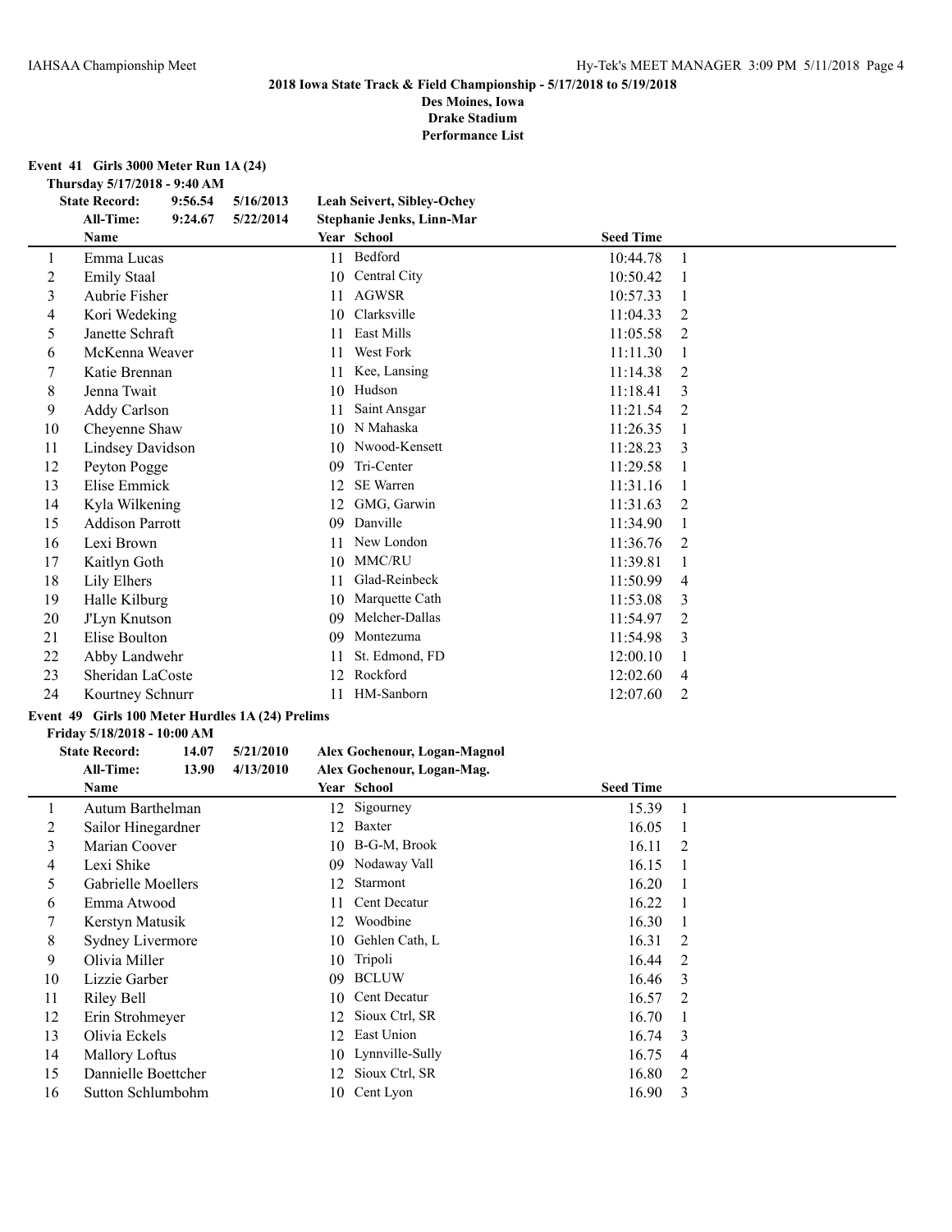**2018 Iowa State Track & Field Championship - 5/17/2018 to 5/19/2018**
**Des Moines, Iowa**
**Drake Stadium**
**Performance List**

## Event 41 Girls 3000 Meter Run 1A (24)

**Thursday 5/17/2018 - 9:40 AM**

| | | | |
|---|---|---|---|
| **State Record:** | **9:56.54** | **5/16/2013** | **Leah Seivert, Sibley-Ochey** |
| **All-Time:** | **9:24.67** | **5/22/2014** | **Stephanie Jenks, Linn-Mar** |

| | Name | Year | School | Seed Time | |
|---|---|---|---|---|---|
| 1 | Emma Lucas | 11 | Bedford | 10:44.78 | 1 |
| 2 | Emily Staal | 10 | Central City | 10:50.42 | 1 |
| 3 | Aubrie Fisher | 11 | AGWSR | 10:57.33 | 1 |
| 4 | Kori Wedeking | 10 | Clarksville | 11:04.33 | 2 |
| 5 | Janette Schraft | 11 | East Mills | 11:05.58 | 2 |
| 6 | McKenna Weaver | 11 | West Fork | 11:11.30 | 1 |
| 7 | Katie Brennan | 11 | Kee, Lansing | 11:14.38 | 2 |
| 8 | Jenna Twait | 10 | Hudson | 11:18.41 | 3 |
| 9 | Addy Carlson | 11 | Saint Ansgar | 11:21.54 | 2 |
| 10 | Cheyenne Shaw | 10 | N Mahaska | 11:26.35 | 1 |
| 11 | Lindsey Davidson | 10 | Nwood-Kensett | 11:28.23 | 3 |
| 12 | Peyton Pogge | 09 | Tri-Center | 11:29.58 | 1 |
| 13 | Elise Emmick | 12 | SE Warren | 11:31.16 | 1 |
| 14 | Kyla Wilkening | 12 | GMG, Garwin | 11:31.63 | 2 |
| 15 | Addison Parrott | 09 | Danville | 11:34.90 | 1 |
| 16 | Lexi Brown | 11 | New London | 11:36.76 | 2 |
| 17 | Kaitlyn Goth | 10 | MMC/RU | 11:39.81 | 1 |
| 18 | Lily Elhers | 11 | Glad-Reinbeck | 11:50.99 | 4 |
| 19 | Halle Kilburg | 10 | Marquette Cath | 11:53.08 | 3 |
| 20 | J'Lyn Knutson | 09 | Melcher-Dallas | 11:54.97 | 2 |
| 21 | Elise Boulton | 09 | Montezuma | 11:54.98 | 3 |
| 22 | Abby Landwehr | 11 | St. Edmond, FD | 12:00.10 | 1 |
| 23 | Sheridan LaCoste | 12 | Rockford | 12:02.60 | 4 |
| 24 | Kourtney Schnurr | 11 | HM-Sanborn | 12:07.60 | 2 |

## Event 49 Girls 100 Meter Hurdles 1A (24) Prelims

**Friday 5/18/2018 - 10:00 AM**

| | | | |
|---|---|---|---|
| **State Record:** | **14.07** | **5/21/2010** | **Alex Gochenour, Logan-Magnol** |
| **All-Time:** | **13.90** | **4/13/2010** | **Alex Gochenour, Logan-Mag.** |

| | Name | Year | School | Seed Time | |
|---|---|---|---|---|---|
| 1 | Autum Barthelman | 12 | Sigourney | 15.39 | 1 |
| 2 | Sailor Hinegardner | 12 | Baxter | 16.05 | 1 |
| 3 | Marian Coover | 10 | B-G-M, Brook | 16.11 | 2 |
| 4 | Lexi Shike | 09 | Nodaway Vall | 16.15 | 1 |
| 5 | Gabrielle Moellers | 12 | Starmont | 16.20 | 1 |
| 6 | Emma Atwood | 11 | Cent Decatur | 16.22 | 1 |
| 7 | Kerstyn Matusik | 12 | Woodbine | 16.30 | 1 |
| 8 | Sydney Livermore | 10 | Gehlen Cath, L | 16.31 | 2 |
| 9 | Olivia Miller | 10 | Tripoli | 16.44 | 2 |
| 10 | Lizzie Garber | 09 | BCLUW | 16.46 | 3 |
| 11 | Riley Bell | 10 | Cent Decatur | 16.57 | 2 |
| 12 | Erin Strohmeyer | 12 | Sioux Ctrl, SR | 16.70 | 1 |
| 13 | Olivia Eckels | 12 | East Union | 16.74 | 3 |
| 14 | Mallory Loftus | 10 | Lynnville-Sully | 16.75 | 4 |
| 15 | Dannielle Boettcher | 12 | Sioux Ctrl, SR | 16.80 | 2 |
| 16 | Sutton Schlumbohm | 10 | Cent Lyon | 16.90 | 3 |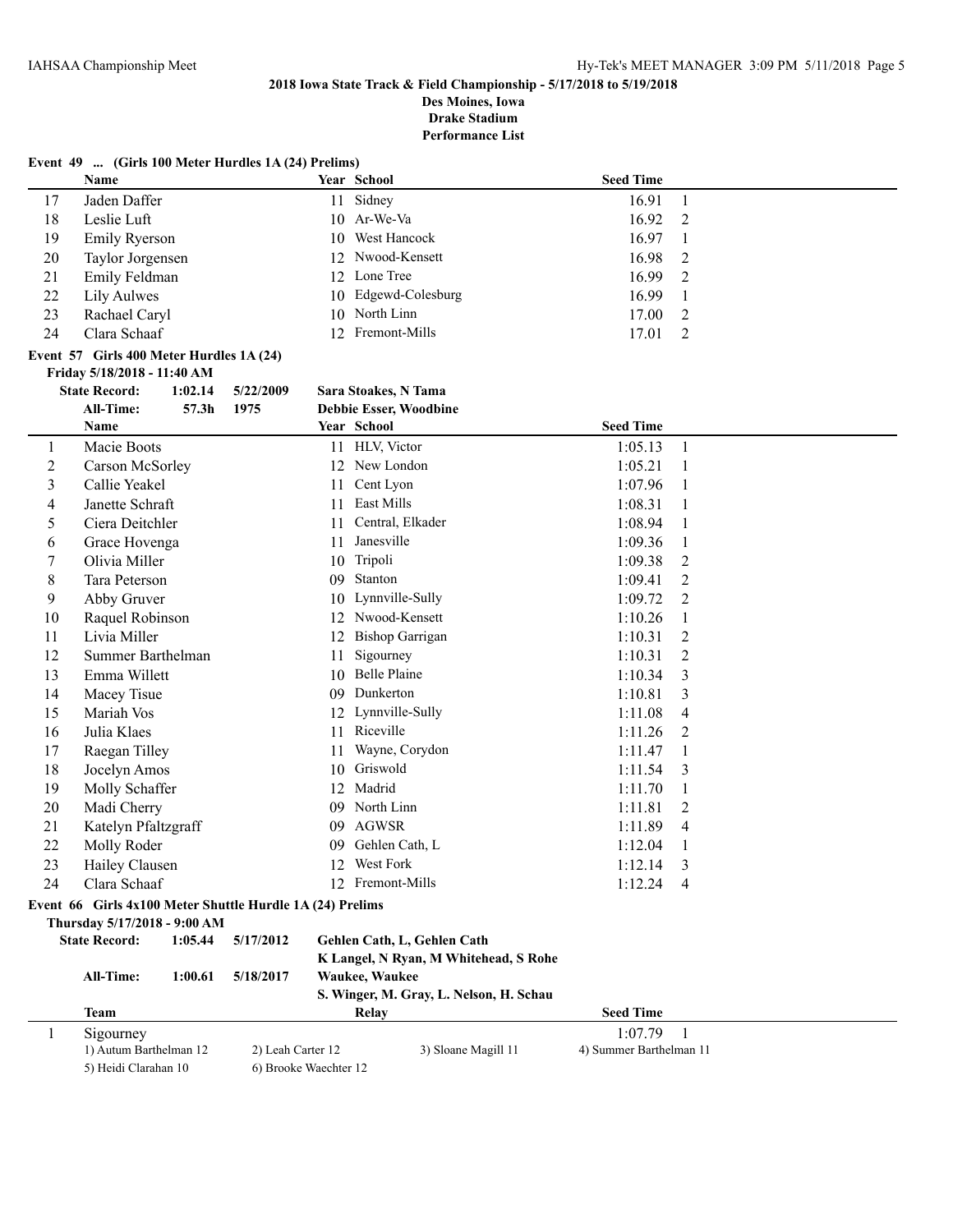## Event 49 ... (Girls 100 Meter Hurdles 1A (24) Prelims)

| | Name | Year | School | Seed Time | |
|---|---|---|---|---|---|
| 17 | Jaden Daffer | 11 | Sidney | 16.91 | 1 |
| 18 | Leslie Luft | 10 | Ar-We-Va | 16.92 | 2 |
| 19 | Emily Ryerson | 10 | West Hancock | 16.97 | 1 |
| 20 | Taylor Jorgensen | 12 | Nwood-Kensett | 16.98 | 2 |
| 21 | Emily Feldman | 12 | Lone Tree | 16.99 | 2 |
| 22 | Lily Aulwes | 10 | Edgewd-Colesburg | 16.99 | 1 |
| 23 | Rachael Caryl | 10 | North Linn | 17.00 | 2 |
| 24 | Clara Schaaf | 12 | Fremont-Mills | 17.01 | 2 |

## Event 57 Girls 400 Meter Hurdles 1A (24)

**Friday 5/18/2018 - 11:40 AM**

**State Record:** 1:02.14 5/22/2009 **Sara Stoakes, N Tama**

**All-Time:** 57.3h 1975 **Debbie Esser, Woodbine**

| | Name | Year | School | Seed Time | |
|---|---|---|---|---|---|
| 1 | Macie Boots | 11 | HLV, Victor | 1:05.13 | 1 |
| 2 | Carson McSorley | 12 | New London | 1:05.21 | 1 |
| 3 | Callie Yeakel | 11 | Cent Lyon | 1:07.96 | 1 |
| 4 | Janette Schraft | 11 | East Mills | 1:08.31 | 1 |
| 5 | Ciera Deitchler | 11 | Central, Elkader | 1:08.94 | 1 |
| 6 | Grace Hovenga | 11 | Janesville | 1:09.36 | 1 |
| 7 | Olivia Miller | 10 | Tripoli | 1:09.38 | 2 |
| 8 | Tara Peterson | 09 | Stanton | 1:09.41 | 2 |
| 9 | Abby Gruver | 10 | Lynnville-Sully | 1:09.72 | 2 |
| 10 | Raquel Robinson | 12 | Nwood-Kensett | 1:10.26 | 1 |
| 11 | Livia Miller | 12 | Bishop Garrigan | 1:10.31 | 2 |
| 12 | Summer Barthelman | 11 | Sigourney | 1:10.31 | 2 |
| 13 | Emma Willett | 10 | Belle Plaine | 1:10.34 | 3 |
| 14 | Macey Tisue | 09 | Dunkerton | 1:10.81 | 3 |
| 15 | Mariah Vos | 12 | Lynnville-Sully | 1:11.08 | 4 |
| 16 | Julia Klaes | 11 | Riceville | 1:11.26 | 2 |
| 17 | Raegan Tilley | 11 | Wayne, Corydon | 1:11.47 | 1 |
| 18 | Jocelyn Amos | 10 | Griswold | 1:11.54 | 3 |
| 19 | Molly Schaffer | 12 | Madrid | 1:11.70 | 1 |
| 20 | Madi Cherry | 09 | North Linn | 1:11.81 | 2 |
| 21 | Katelyn Pfaltzgraff | 09 | AGWSR | 1:11.89 | 4 |
| 22 | Molly Roder | 09 | Gehlen Cath, L | 1:12.04 | 1 |
| 23 | Hailey Clausen | 12 | West Fork | 1:12.14 | 3 |
| 24 | Clara Schaaf | 12 | Fremont-Mills | 1:12.24 | 4 |

## Event 66 Girls 4x100 Meter Shuttle Hurdle 1A (24) Prelims

**Thursday 5/17/2018 - 9:00 AM**

**State Record:** 1:05.44 5/17/2012 **Gehlen Cath, L, Gehlen Cath**
**K Langel, N Ryan, M Whitehead, S Rohe**

**All-Time:** 1:00.61 5/18/2017 **Waukee, Waukee**
**S. Winger, M. Gray, L. Nelson, H. Schau**

| | Team | Relay | Seed Time | |
|---|---|---|---|---|
| 1 | Sigourney | | 1:07.79 | 1 |

1) Autum Barthelman 12 2) Leah Carter 12 3) Sloane Magill 11 4) Summer Barthelman 11
5) Heidi Clarahan 10 6) Brooke Waechter 12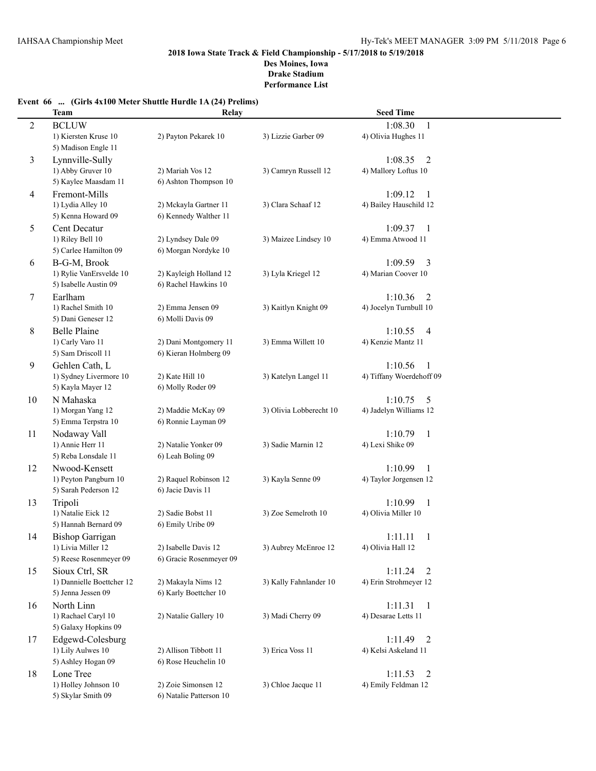**2018 Iowa State Track & Field Championship - 5/17/2018 to 5/19/2018**

**Des Moines, Iowa**

**Drake Stadium**

**Performance List**

**Event 66 ... (Girls 4x100 Meter Shuttle Hurdle 1A (24) Prelims)**

| | Team | Relay | | Seed Time |
|---|---|---|---|---|
| 2 | BCLUW | | | 1:08.30 1 |
| | 1) Kiersten Kruse 10 | 2) Payton Pekarek 10 | 3) Lizzie Garber 09 | 4) Olivia Hughes 11 |
| | 5) Madison Engle 11 | | | |
| 3 | Lynnville-Sully | | | 1:08.35 2 |
| | 1) Abby Gruver 10 | 2) Mariah Vos 12 | 3) Camryn Russell 12 | 4) Mallory Loftus 10 |
| | 5) Kaylee Maasdam 11 | 6) Ashton Thompson 10 | | |
| 4 | Fremont-Mills | | | 1:09.12 1 |
| | 1) Lydia Alley 10 | 2) Mckayla Gartner 11 | 3) Clara Schaaf 12 | 4) Bailey Hauschild 12 |
| | 5) Kenna Howard 09 | 6) Kennedy Walther 11 | | |
| 5 | Cent Decatur | | | 1:09.37 1 |
| | 1) Riley Bell 10 | 2) Lyndsey Dale 09 | 3) Maizee Lindsey 10 | 4) Emma Atwood 11 |
| | 5) Carlee Hamilton 09 | 6) Morgan Nordyke 10 | | |
| 6 | B-G-M, Brook | | | 1:09.59 3 |
| | 1) Rylie VanErsvelde 10 | 2) Kayleigh Holland 12 | 3) Lyla Kriegel 12 | 4) Marian Coover 10 |
| | 5) Isabelle Austin 09 | 6) Rachel Hawkins 10 | | |
| 7 | Earlham | | | 1:10.36 2 |
| | 1) Rachel Smith 10 | 2) Emma Jensen 09 | 3) Kaitlyn Knight 09 | 4) Jocelyn Turnbull 10 |
| | 5) Dani Geneser 12 | 6) Molli Davis 09 | | |
| 8 | Belle Plaine | | | 1:10.55 4 |
| | 1) Carly Varo 11 | 2) Dani Montgomery 11 | 3) Emma Willett 10 | 4) Kenzie Mantz 11 |
| | 5) Sam Driscoll 11 | 6) Kieran Holmberg 09 | | |
| 9 | Gehlen Cath, L | | | 1:10.56 1 |
| | 1) Sydney Livermore 10 | 2) Kate Hill 10 | 3) Katelyn Langel 11 | 4) Tiffany Woerdehoff 09 |
| | 5) Kayla Mayer 12 | 6) Molly Roder 09 | | |
| 10 | N Mahaska | | | 1:10.75 5 |
| | 1) Morgan Yang 12 | 2) Maddie McKay 09 | 3) Olivia Lobberecht 10 | 4) Jadelyn Williams 12 |
| | 5) Emma Terpstra 10 | 6) Ronnie Layman 09 | | |
| 11 | Nodaway Vall | | | 1:10.79 1 |
| | 1) Annie Herr 11 | 2) Natalie Yonker 09 | 3) Sadie Marnin 12 | 4) Lexi Shike 09 |
| | 5) Reba Lonsdale 11 | 6) Leah Boling 09 | | |
| 12 | Nwood-Kensett | | | 1:10.99 1 |
| | 1) Peyton Pangburn 10 | 2) Raquel Robinson 12 | 3) Kayla Senne 09 | 4) Taylor Jorgensen 12 |
| | 5) Sarah Pederson 12 | 6) Jacie Davis 11 | | |
| 13 | Tripoli | | | 1:10.99 1 |
| | 1) Natalie Eick 12 | 2) Sadie Bobst 11 | 3) Zoe Semelroth 10 | 4) Olivia Miller 10 |
| | 5) Hannah Bernard 09 | 6) Emily Uribe 09 | | |
| 14 | Bishop Garrigan | | | 1:11.11 1 |
| | 1) Livia Miller 12 | 2) Isabelle Davis 12 | 3) Aubrey McEnroe 12 | 4) Olivia Hall 12 |
| | 5) Reese Rosenmeyer 09 | 6) Gracie Rosenmeyer 09 | | |
| 15 | Sioux Ctrl, SR | | | 1:11.24 2 |
| | 1) Dannielle Boettcher 12 | 2) Makayla Nims 12 | 3) Kally Fahnlander 10 | 4) Erin Strohmeyer 12 |
| | 5) Jenna Jessen 09 | 6) Karly Boettcher 10 | | |
| 16 | North Linn | | | 1:11.31 1 |
| | 1) Rachael Caryl 10 | 2) Natalie Gallery 10 | 3) Madi Cherry 09 | 4) Desarae Letts 11 |
| | 5) Galaxy Hopkins 09 | | | |
| 17 | Edgewd-Colesburg | | | 1:11.49 2 |
| | 1) Lily Aulwes 10 | 2) Allison Tibbott 11 | 3) Erica Voss 11 | 4) Kelsi Askeland 11 |
| | 5) Ashley Hogan 09 | 6) Rose Heuchelin 10 | | |
| 18 | Lone Tree | | | 1:11.53 2 |
| | 1) Holley Johnson 10 | 2) Zoie Simonsen 12 | 3) Chloe Jacque 11 | 4) Emily Feldman 12 |
| | 5) Skylar Smith 09 | 6) Natalie Patterson 10 | | |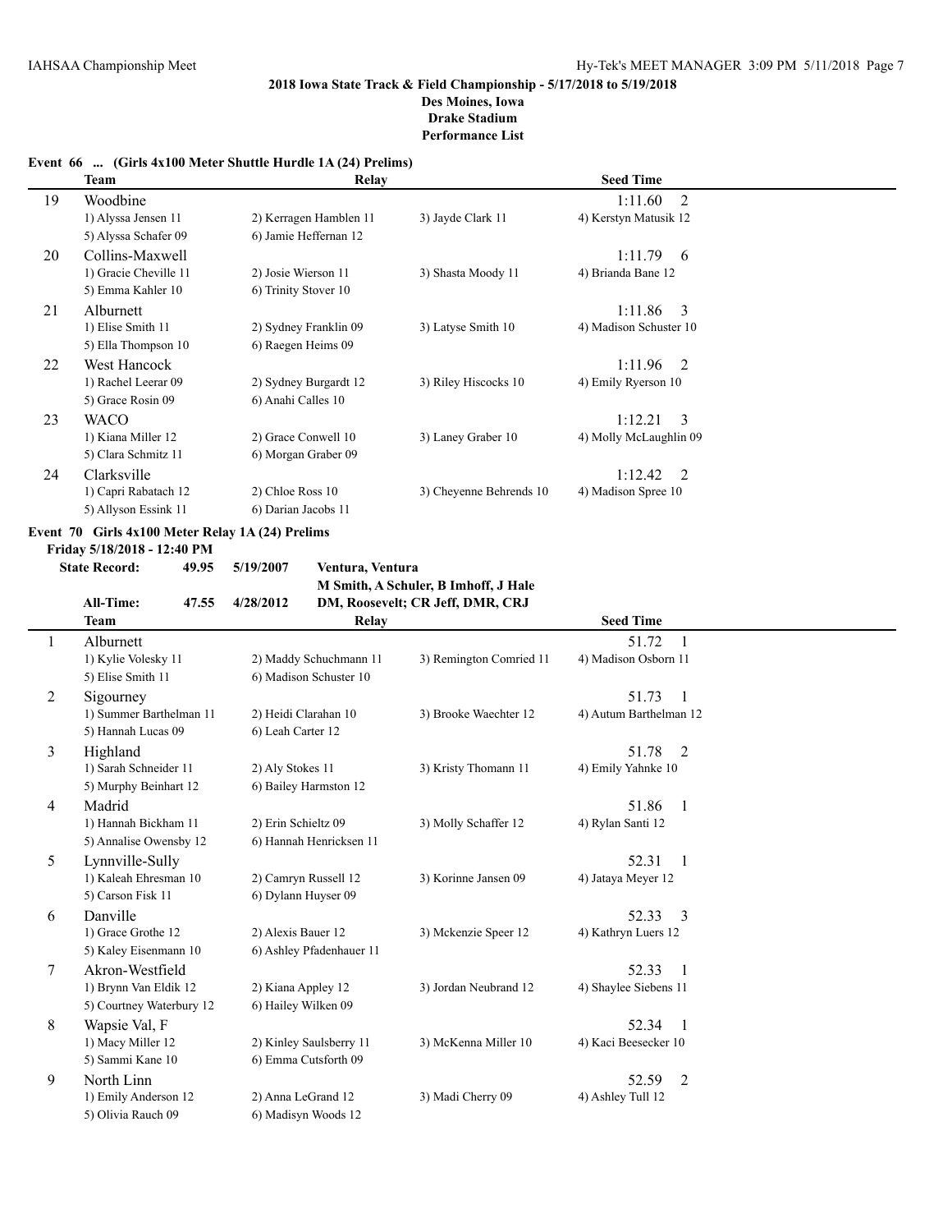**2018 Iowa State Track & Field Championship - 5/17/2018 to 5/19/2018**
**Des Moines, Iowa**
**Drake Stadium**
**Performance List**

### Event 66 ... (Girls 4x100 Meter Shuttle Hurdle 1A (24) Prelims)

| | Team | Relay | | Seed Time |
|---|---|---|---|---|
| 19 | Woodbine | | | 1:11.60 2 |
| | 1) Alyssa Jensen 11 | 2) Kerragen Hamblen 11 | 3) Jayde Clark 11 | 4) Kerstyn Matusik 12 |
| | 5) Alyssa Schafer 09 | 6) Jamie Heffernan 12 | | |
| 20 | Collins-Maxwell | | | 1:11.79 6 |
| | 1) Gracie Cheville 11 | 2) Josie Wierson 11 | 3) Shasta Moody 11 | 4) Brianda Bane 12 |
| | 5) Emma Kahler 10 | 6) Trinity Stover 10 | | |
| 21 | Alburnett | | | 1:11.86 3 |
| | 1) Elise Smith 11 | 2) Sydney Franklin 09 | 3) Latyse Smith 10 | 4) Madison Schuster 10 |
| | 5) Ella Thompson 10 | 6) Raegen Heims 09 | | |
| 22 | West Hancock | | | 1:11.96 2 |
| | 1) Rachel Leerar 09 | 2) Sydney Burgardt 12 | 3) Riley Hiscocks 10 | 4) Emily Ryerson 10 |
| | 5) Grace Rosin 09 | 6) Anahi Calles 10 | | |
| 23 | WACO | | | 1:12.21 3 |
| | 1) Kiana Miller 12 | 2) Grace Conwell 10 | 3) Laney Graber 10 | 4) Molly McLaughlin 09 |
| | 5) Clara Schmitz 11 | 6) Morgan Graber 09 | | |
| 24 | Clarksville | | | 1:12.42 2 |
| | 1) Capri Rabatach 12 | 2) Chloe Ross 10 | 3) Cheyenne Behrends 10 | 4) Madison Spree 10 |
| | 5) Allyson Essink 11 | 6) Darian Jacobs 11 | | |

### Event 70 Girls 4x100 Meter Relay 1A (24) Prelims

**Friday 5/18/2018 - 12:40 PM**

**State Record:** 49.95 5/19/2007 **Ventura, Ventura**
**M Smith, A Schuler, B Imhoff, J Hale**

**All-Time:** 47.55 4/28/2012 **DM, Roosevelt; CR Jeff, DMR, CRJ**

| | Team | Relay | | Seed Time |
|---|---|---|---|---|
| 1 | Alburnett | | | 51.72 1 |
| | 1) Kylie Volesky 11 | 2) Maddy Schuchmann 11 | 3) Remington Comried 11 | 4) Madison Osborn 11 |
| | 5) Elise Smith 11 | 6) Madison Schuster 10 | | |
| 2 | Sigourney | | | 51.73 1 |
| | 1) Summer Barthelman 11 | 2) Heidi Clarahan 10 | 3) Brooke Waechter 12 | 4) Autum Barthelman 12 |
| | 5) Hannah Lucas 09 | 6) Leah Carter 12 | | |
| 3 | Highland | | | 51.78 2 |
| | 1) Sarah Schneider 11 | 2) Aly Stokes 11 | 3) Kristy Thomann 11 | 4) Emily Yahnke 10 |
| | 5) Murphy Beinhart 12 | 6) Bailey Harmston 12 | | |
| 4 | Madrid | | | 51.86 1 |
| | 1) Hannah Bickham 11 | 2) Erin Schieltz 09 | 3) Molly Schaffer 12 | 4) Rylan Santi 12 |
| | 5) Annalise Owensby 12 | 6) Hannah Henricksen 11 | | |
| 5 | Lynnville-Sully | | | 52.31 1 |
| | 1) Kaleah Ehresman 10 | 2) Camryn Russell 12 | 3) Korinne Jansen 09 | 4) Jataya Meyer 12 |
| | 5) Carson Fisk 11 | 6) Dylann Huyser 09 | | |
| 6 | Danville | | | 52.33 3 |
| | 1) Grace Grothe 12 | 2) Alexis Bauer 12 | 3) Mckenzie Speer 12 | 4) Kathryn Luers 12 |
| | 5) Kaley Eisenmann 10 | 6) Ashley Pfadenhauer 11 | | |
| 7 | Akron-Westfield | | | 52.33 1 |
| | 1) Brynn Van Eldik 12 | 2) Kiana Appley 12 | 3) Jordan Neubrand 12 | 4) Shaylee Siebens 11 |
| | 5) Courtney Waterbury 12 | 6) Hailey Wilken 09 | | |
| 8 | Wapsie Val, F | | | 52.34 1 |
| | 1) Macy Miller 12 | 2) Kinley Saulsberry 11 | 3) McKenna Miller 10 | 4) Kaci Beesecker 10 |
| | 5) Sammi Kane 10 | 6) Emma Cutsforth 09 | | |
| 9 | North Linn | | | 52.59 2 |
| | 1) Emily Anderson 12 | 2) Anna LeGrand 12 | 3) Madi Cherry 09 | 4) Ashley Tull 12 |
| | 5) Olivia Rauch 09 | 6) Madisyn Woods 12 | | |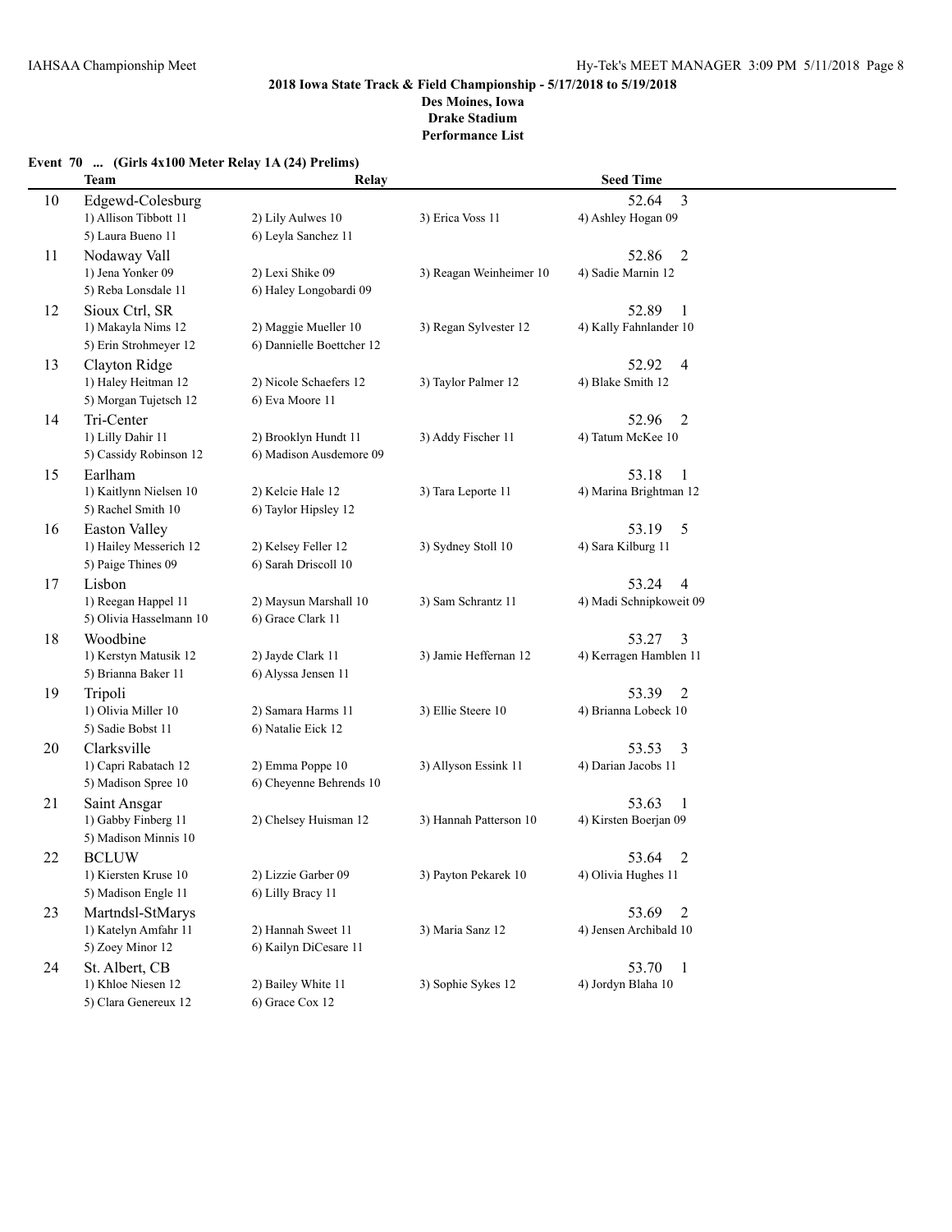**2018 Iowa State Track & Field Championship - 5/17/2018 to 5/19/2018**
**Des Moines, Iowa**
**Drake Stadium**
**Performance List**

**Event 70 ... (Girls 4x100 Meter Relay 1A (24) Prelims)**

| | Team | Relay | | Seed Time |
|---|---|---|---|---|
| 10 | Edgewd-Colesburg | | | 52.64 3 |
| | 1) Allison Tibbott 11 | 2) Lily Aulwes 10 | 3) Erica Voss 11 | 4) Ashley Hogan 09 |
| | 5) Laura Bueno 11 | 6) Leyla Sanchez 11 | | |
| 11 | Nodaway Vall | | | 52.86 2 |
| | 1) Jena Yonker 09 | 2) Lexi Shike 09 | 3) Reagan Weinheimer 10 | 4) Sadie Marnin 12 |
| | 5) Reba Lonsdale 11 | 6) Haley Longobardi 09 | | |
| 12 | Sioux Ctrl, SR | | | 52.89 1 |
| | 1) Makayla Nims 12 | 2) Maggie Mueller 10 | 3) Regan Sylvester 12 | 4) Kally Fahnlander 10 |
| | 5) Erin Strohmeyer 12 | 6) Dannielle Boettcher 12 | | |
| 13 | Clayton Ridge | | | 52.92 4 |
| | 1) Haley Heitman 12 | 2) Nicole Schaefers 12 | 3) Taylor Palmer 12 | 4) Blake Smith 12 |
| | 5) Morgan Tujetsch 12 | 6) Eva Moore 11 | | |
| 14 | Tri-Center | | | 52.96 2 |
| | 1) Lilly Dahir 11 | 2) Brooklyn Hundt 11 | 3) Addy Fischer 11 | 4) Tatum McKee 10 |
| | 5) Cassidy Robinson 12 | 6) Madison Ausdemore 09 | | |
| 15 | Earlham | | | 53.18 1 |
| | 1) Kaitlynn Nielsen 10 | 2) Kelcie Hale 12 | 3) Tara Leporte 11 | 4) Marina Brightman 12 |
| | 5) Rachel Smith 10 | 6) Taylor Hipsley 12 | | |
| 16 | Easton Valley | | | 53.19 5 |
| | 1) Hailey Messerich 12 | 2) Kelsey Feller 12 | 3) Sydney Stoll 10 | 4) Sara Kilburg 11 |
| | 5) Paige Thines 09 | 6) Sarah Driscoll 10 | | |
| 17 | Lisbon | | | 53.24 4 |
| | 1) Reegan Happel 11 | 2) Maysun Marshall 10 | 3) Sam Schrantz 11 | 4) Madi Schnipkoweit 09 |
| | 5) Olivia Hasselmann 10 | 6) Grace Clark 11 | | |
| 18 | Woodbine | | | 53.27 3 |
| | 1) Kerstyn Matusik 12 | 2) Jayde Clark 11 | 3) Jamie Heffernan 12 | 4) Kerragen Hamblen 11 |
| | 5) Brianna Baker 11 | 6) Alyssa Jensen 11 | | |
| 19 | Tripoli | | | 53.39 2 |
| | 1) Olivia Miller 10 | 2) Samara Harms 11 | 3) Ellie Steere 10 | 4) Brianna Lobeck 10 |
| | 5) Sadie Bobst 11 | 6) Natalie Eick 12 | | |
| 20 | Clarksville | | | 53.53 3 |
| | 1) Capri Rabatach 12 | 2) Emma Poppe 10 | 3) Allyson Essink 11 | 4) Darian Jacobs 11 |
| | 5) Madison Spree 10 | 6) Cheyenne Behrends 10 | | |
| 21 | Saint Ansgar | | | 53.63 1 |
| | 1) Gabby Finberg 11 | 2) Chelsey Huisman 12 | 3) Hannah Patterson 10 | 4) Kirsten Boerjan 09 |
| | 5) Madison Minnis 10 | | | |
| 22 | BCLUW | | | 53.64 2 |
| | 1) Kiersten Kruse 10 | 2) Lizzie Garber 09 | 3) Payton Pekarek 10 | 4) Olivia Hughes 11 |
| | 5) Madison Engle 11 | 6) Lilly Bracy 11 | | |
| 23 | Martndsl-StMarys | | | 53.69 2 |
| | 1) Katelyn Amfahr 11 | 2) Hannah Sweet 11 | 3) Maria Sanz 12 | 4) Jensen Archibald 10 |
| | 5) Zoey Minor 12 | 6) Kailyn DiCesare 11 | | |
| 24 | St. Albert, CB | | | 53.70 1 |
| | 1) Khloe Niesen 12 | 2) Bailey White 11 | 3) Sophie Sykes 12 | 4) Jordyn Blaha 10 |
| | 5) Clara Genereux 12 | 6) Grace Cox 12 | | |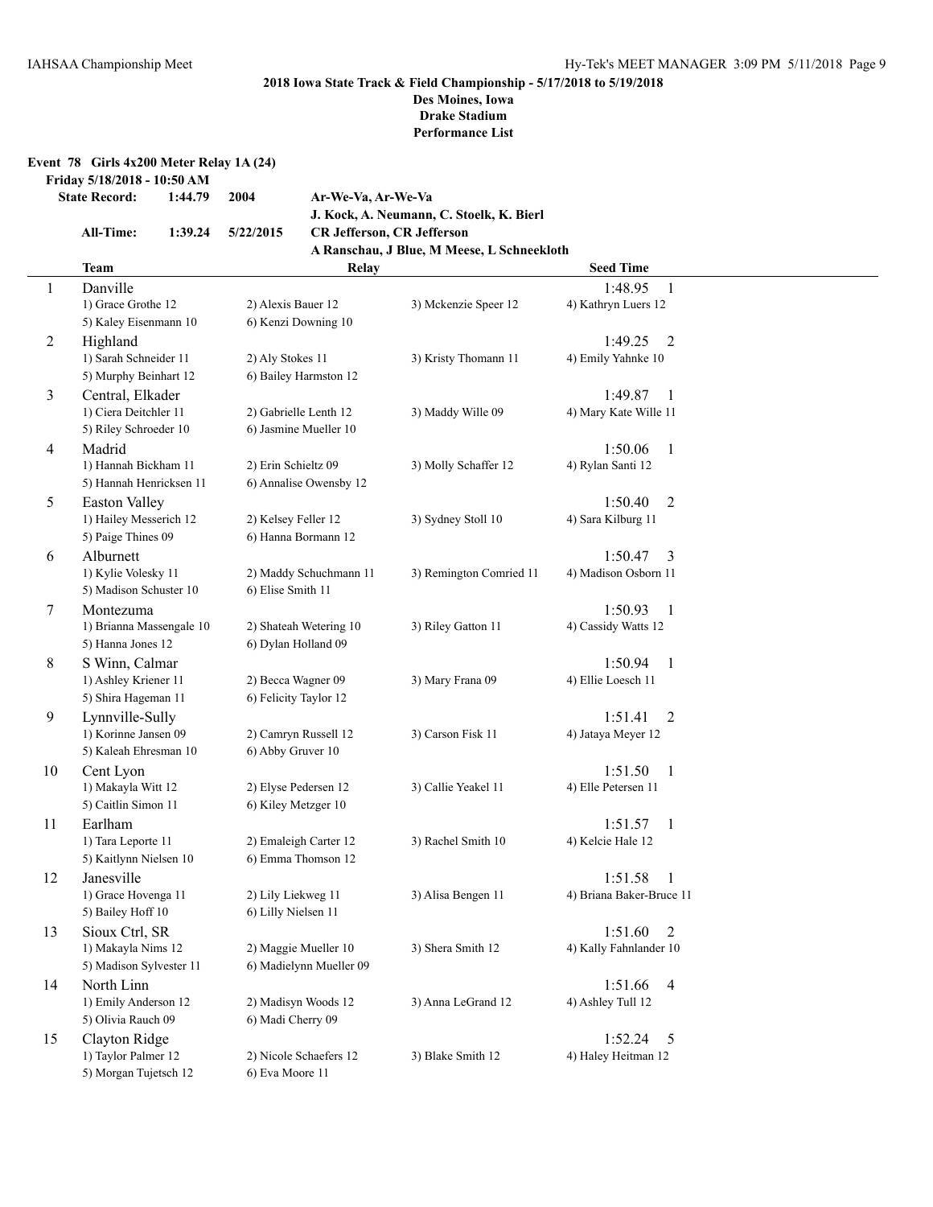**2018 Iowa State Track & Field Championship - 5/17/2018 to 5/19/2018**
**Des Moines, Iowa**
**Drake Stadium**
**Performance List**

## Event 78 Girls 4x200 Meter Relay 1A (24)

**Friday 5/18/2018 - 10:50 AM**

| | | | |
|---|---|---|---|
| **State Record:** | **1:44.79** | **2004** | **Ar-We-Va, Ar-We-Va** |
| | | | **J. Kock, A. Neumann, C. Stoelk, K. Bierl** |
| **All-Time:** | **1:39.24** | **5/22/2015** | **CR Jefferson, CR Jefferson** |
| | | | **A Ranschau, J Blue, M Meese, L Schneekloth** |

| | Team | Relay | | Seed Time |
|---|---|---|---|---|
| 1 | Danville | | | 1:48.95 1 |
| | 1) Grace Grothe 12 | 2) Alexis Bauer 12 | 3) Mckenzie Speer 12 | 4) Kathryn Luers 12 |
| | 5) Kaley Eisenmann 10 | 6) Kenzi Downing 10 | | |
| 2 | Highland | | | 1:49.25 2 |
| | 1) Sarah Schneider 11 | 2) Aly Stokes 11 | 3) Kristy Thomann 11 | 4) Emily Yahnke 10 |
| | 5) Murphy Beinhart 12 | 6) Bailey Harmston 12 | | |
| 3 | Central, Elkader | | | 1:49.87 1 |
| | 1) Ciera Deitchler 11 | 2) Gabrielle Lenth 12 | 3) Maddy Wille 09 | 4) Mary Kate Wille 11 |
| | 5) Riley Schroeder 10 | 6) Jasmine Mueller 10 | | |
| 4 | Madrid | | | 1:50.06 1 |
| | 1) Hannah Bickham 11 | 2) Erin Schieltz 09 | 3) Molly Schaffer 12 | 4) Rylan Santi 12 |
| | 5) Hannah Henricksen 11 | 6) Annalise Owensby 12 | | |
| 5 | Easton Valley | | | 1:50.40 2 |
| | 1) Hailey Messerich 12 | 2) Kelsey Feller 12 | 3) Sydney Stoll 10 | 4) Sara Kilburg 11 |
| | 5) Paige Thines 09 | 6) Hanna Bormann 12 | | |
| 6 | Alburnett | | | 1:50.47 3 |
| | 1) Kylie Volesky 11 | 2) Maddy Schuchmann 11 | 3) Remington Comried 11 | 4) Madison Osborn 11 |
| | 5) Madison Schuster 10 | 6) Elise Smith 11 | | |
| 7 | Montezuma | | | 1:50.93 1 |
| | 1) Brianna Massengale 10 | 2) Shateah Wetering 10 | 3) Riley Gatton 11 | 4) Cassidy Watts 12 |
| | 5) Hanna Jones 12 | 6) Dylan Holland 09 | | |
| 8 | S Winn, Calmar | | | 1:50.94 1 |
| | 1) Ashley Kriener 11 | 2) Becca Wagner 09 | 3) Mary Frana 09 | 4) Ellie Loesch 11 |
| | 5) Shira Hageman 11 | 6) Felicity Taylor 12 | | |
| 9 | Lynnville-Sully | | | 1:51.41 2 |
| | 1) Korinne Jansen 09 | 2) Camryn Russell 12 | 3) Carson Fisk 11 | 4) Jataya Meyer 12 |
| | 5) Kaleah Ehresman 10 | 6) Abby Gruver 10 | | |
| 10 | Cent Lyon | | | 1:51.50 1 |
| | 1) Makayla Witt 12 | 2) Elyse Pedersen 12 | 3) Callie Yeakel 11 | 4) Elle Petersen 11 |
| | 5) Caitlin Simon 11 | 6) Kiley Metzger 10 | | |
| 11 | Earlham | | | 1:51.57 1 |
| | 1) Tara Leporte 11 | 2) Emaleigh Carter 12 | 3) Rachel Smith 10 | 4) Kelcie Hale 12 |
| | 5) Kaitlynn Nielsen 10 | 6) Emma Thomson 12 | | |
| 12 | Janesville | | | 1:51.58 1 |
| | 1) Grace Hovenga 11 | 2) Lily Liekweg 11 | 3) Alisa Bengen 11 | 4) Briana Baker-Bruce 11 |
| | 5) Bailey Hoff 10 | 6) Lilly Nielsen 11 | | |
| 13 | Sioux Ctrl, SR | | | 1:51.60 2 |
| | 1) Makayla Nims 12 | 2) Maggie Mueller 10 | 3) Shera Smith 12 | 4) Kally Fahnlander 10 |
| | 5) Madison Sylvester 11 | 6) Madielynn Mueller 09 | | |
| 14 | North Linn | | | 1:51.66 4 |
| | 1) Emily Anderson 12 | 2) Madisyn Woods 12 | 3) Anna LeGrand 12 | 4) Ashley Tull 12 |
| | 5) Olivia Rauch 09 | 6) Madi Cherry 09 | | |
| 15 | Clayton Ridge | | | 1:52.24 5 |
| | 1) Taylor Palmer 12 | 2) Nicole Schaefers 12 | 3) Blake Smith 12 | 4) Haley Heitman 12 |
| | 5) Morgan Tujetsch 12 | 6) Eva Moore 11 | | |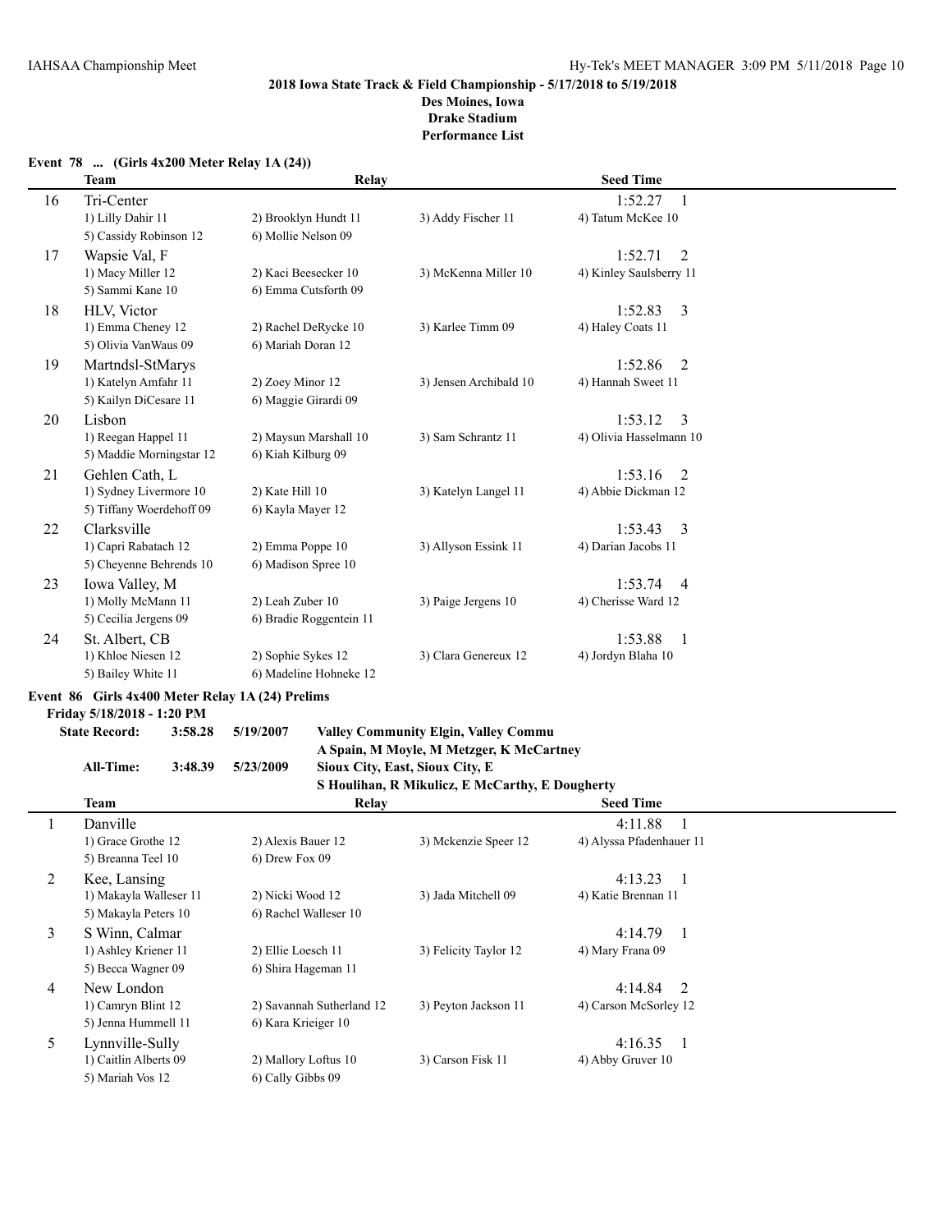## 2018 Iowa State Track & Field Championship - 5/17/2018 to 5/19/2018

**Des Moines, Iowa**
**Drake Stadium**
**Performance List**

### Event 78 ... (Girls 4x200 Meter Relay 1A (24))

| | Team | Relay | | Seed Time |
|---|---|---|---|---|
| 16 | Tri-Center | | | 1:52.27 1 |
| | 1) Lilly Dahir 11 | 2) Brooklyn Hundt 11 | 3) Addy Fischer 11 | 4) Tatum McKee 10 |
| | 5) Cassidy Robinson 12 | 6) Mollie Nelson 09 | | |
| 17 | Wapsie Val, F | | | 1:52.71 2 |
| | 1) Macy Miller 12 | 2) Kaci Beesecker 10 | 3) McKenna Miller 10 | 4) Kinley Saulsberry 11 |
| | 5) Sammi Kane 10 | 6) Emma Cutsforth 09 | | |
| 18 | HLV, Victor | | | 1:52.83 3 |
| | 1) Emma Cheney 12 | 2) Rachel DeRycke 10 | 3) Karlee Timm 09 | 4) Haley Coats 11 |
| | 5) Olivia VanWaus 09 | 6) Mariah Doran 12 | | |
| 19 | Martndsl-StMarys | | | 1:52.86 2 |
| | 1) Katelyn Amfahr 11 | 2) Zoey Minor 12 | 3) Jensen Archibald 10 | 4) Hannah Sweet 11 |
| | 5) Kailyn DiCesare 11 | 6) Maggie Girardi 09 | | |
| 20 | Lisbon | | | 1:53.12 3 |
| | 1) Reegan Happel 11 | 2) Maysun Marshall 10 | 3) Sam Schrantz 11 | 4) Olivia Hasselmann 10 |
| | 5) Maddie Morningstar 12 | 6) Kiah Kilburg 09 | | |
| 21 | Gehlen Cath, L | | | 1:53.16 2 |
| | 1) Sydney Livermore 10 | 2) Kate Hill 10 | 3) Katelyn Langel 11 | 4) Abbie Dickman 12 |
| | 5) Tiffany Woerdehoff 09 | 6) Kayla Mayer 12 | | |
| 22 | Clarksville | | | 1:53.43 3 |
| | 1) Capri Rabatach 12 | 2) Emma Poppe 10 | 3) Allyson Essink 11 | 4) Darian Jacobs 11 |
| | 5) Cheyenne Behrends 10 | 6) Madison Spree 10 | | |
| 23 | Iowa Valley, M | | | 1:53.74 4 |
| | 1) Molly McMann 11 | 2) Leah Zuber 10 | 3) Paige Jergens 10 | 4) Cherisse Ward 12 |
| | 5) Cecilia Jergens 09 | 6) Bradie Roggentein 11 | | |
| 24 | St. Albert, CB | | | 1:53.88 1 |
| | 1) Khloe Niesen 12 | 2) Sophie Sykes 12 | 3) Clara Genereux 12 | 4) Jordyn Blaha 10 |
| | 5) Bailey White 11 | 6) Madeline Hohneke 12 | | |

### Event 86 Girls 4x400 Meter Relay 1A (24) Prelims

**Friday 5/18/2018 - 1:20 PM**

**State Record:** 3:58.28 5/19/2007 **Valley Community Elgin, Valley Commu**
**A Spain, M Moyle, M Metzger, K McCartney**

**All-Time:** 3:48.39 5/23/2009 **Sioux City, East, Sioux City, E**
**S Houlihan, R Mikulicz, E McCarthy, E Dougherty**

| | Team | Relay | | Seed Time |
|---|---|---|---|---|
| 1 | Danville | | | 4:11.88 1 |
| | 1) Grace Grothe 12 | 2) Alexis Bauer 12 | 3) Mckenzie Speer 12 | 4) Alyssa Pfadenhauer 11 |
| | 5) Breanna Teel 10 | 6) Drew Fox 09 | | |
| 2 | Kee, Lansing | | | 4:13.23 1 |
| | 1) Makayla Walleser 11 | 2) Nicki Wood 12 | 3) Jada Mitchell 09 | 4) Katie Brennan 11 |
| | 5) Makayla Peters 10 | 6) Rachel Walleser 10 | | |
| 3 | S Winn, Calmar | | | 4:14.79 1 |
| | 1) Ashley Kriener 11 | 2) Ellie Loesch 11 | 3) Felicity Taylor 12 | 4) Mary Frana 09 |
| | 5) Becca Wagner 09 | 6) Shira Hageman 11 | | |
| 4 | New London | | | 4:14.84 2 |
| | 1) Camryn Blint 12 | 2) Savannah Sutherland 12 | 3) Peyton Jackson 11 | 4) Carson McSorley 12 |
| | 5) Jenna Hummell 11 | 6) Kara Krieiger 10 | | |
| 5 | Lynnville-Sully | | | 4:16.35 1 |
| | 1) Caitlin Alberts 09 | 2) Mallory Loftus 10 | 3) Carson Fisk 11 | 4) Abby Gruver 10 |
| | 5) Mariah Vos 12 | 6) Cally Gibbs 09 | | |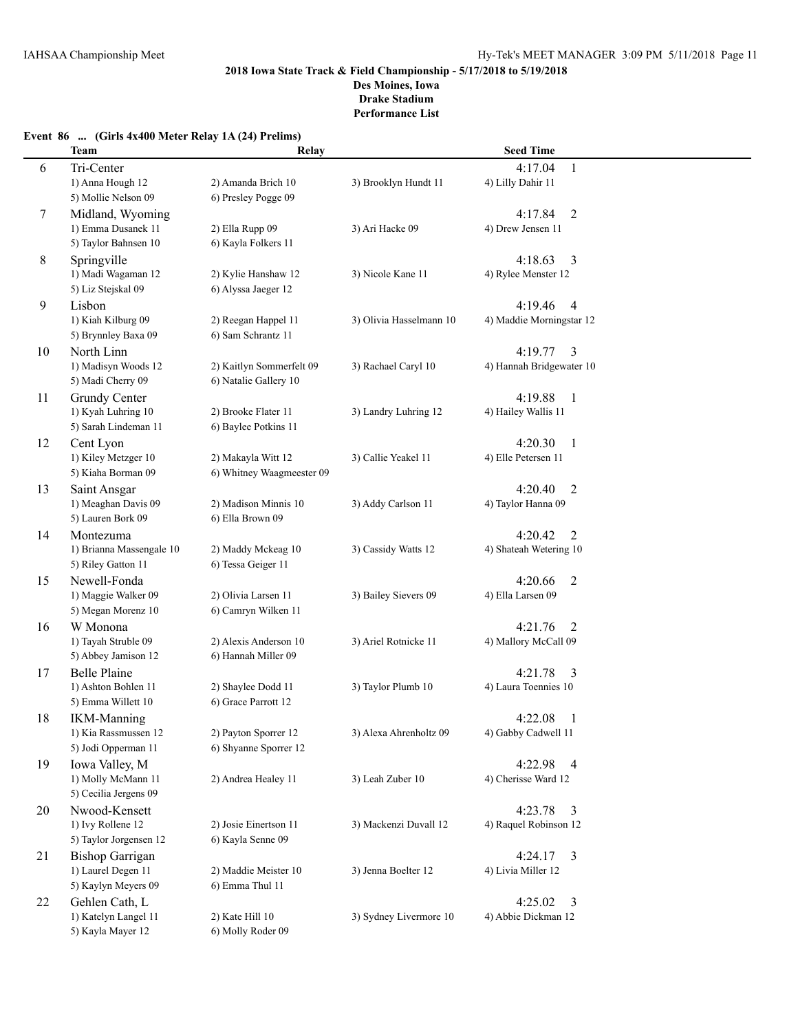**2018 Iowa State Track & Field Championship - 5/17/2018 to 5/19/2018**
**Des Moines, Iowa**
**Drake Stadium**
**Performance List**

**Event 86 ... (Girls 4x400 Meter Relay 1A (24) Prelims)**

| | Team | Relay | | Seed Time |
|---|---|---|---|---|
| 6 | Tri-Center | | | 4:17.04 1 |
| | 1) Anna Hough 12 | 2) Amanda Brich 10 | 3) Brooklyn Hundt 11 | 4) Lilly Dahir 11 |
| | 5) Mollie Nelson 09 | 6) Presley Pogge 09 | | |
| 7 | Midland, Wyoming | | | 4:17.84 2 |
| | 1) Emma Dusanek 11 | 2) Ella Rupp 09 | 3) Ari Hacke 09 | 4) Drew Jensen 11 |
| | 5) Taylor Bahnsen 10 | 6) Kayla Folkers 11 | | |
| 8 | Springville | | | 4:18.63 3 |
| | 1) Madi Wagaman 12 | 2) Kylie Hanshaw 12 | 3) Nicole Kane 11 | 4) Rylee Menster 12 |
| | 5) Liz Stejskal 09 | 6) Alyssa Jaeger 12 | | |
| 9 | Lisbon | | | 4:19.46 4 |
| | 1) Kiah Kilburg 09 | 2) Reegan Happel 11 | 3) Olivia Hasselmann 10 | 4) Maddie Morningstar 12 |
| | 5) Brynnley Baxa 09 | 6) Sam Schrantz 11 | | |
| 10 | North Linn | | | 4:19.77 3 |
| | 1) Madisyn Woods 12 | 2) Kaitlyn Sommerfelt 09 | 3) Rachael Caryl 10 | 4) Hannah Bridgewater 10 |
| | 5) Madi Cherry 09 | 6) Natalie Gallery 10 | | |
| 11 | Grundy Center | | | 4:19.88 1 |
| | 1) Kyah Luhring 10 | 2) Brooke Flater 11 | 3) Landry Luhring 12 | 4) Hailey Wallis 11 |
| | 5) Sarah Lindeman 11 | 6) Baylee Potkins 11 | | |
| 12 | Cent Lyon | | | 4:20.30 1 |
| | 1) Kiley Metzger 10 | 2) Makayla Witt 12 | 3) Callie Yeakel 11 | 4) Elle Petersen 11 |
| | 5) Kiaha Borman 09 | 6) Whitney Waagmeester 09 | | |
| 13 | Saint Ansgar | | | 4:20.40 2 |
| | 1) Meaghan Davis 09 | 2) Madison Minnis 10 | 3) Addy Carlson 11 | 4) Taylor Hanna 09 |
| | 5) Lauren Bork 09 | 6) Ella Brown 09 | | |
| 14 | Montezuma | | | 4:20.42 2 |
| | 1) Brianna Massengale 10 | 2) Maddy Mckeag 10 | 3) Cassidy Watts 12 | 4) Shateah Wetering 10 |
| | 5) Riley Gatton 11 | 6) Tessa Geiger 11 | | |
| 15 | Newell-Fonda | | | 4:20.66 2 |
| | 1) Maggie Walker 09 | 2) Olivia Larsen 11 | 3) Bailey Sievers 09 | 4) Ella Larsen 09 |
| | 5) Megan Morenz 10 | 6) Camryn Wilken 11 | | |
| 16 | W Monona | | | 4:21.76 2 |
| | 1) Tayah Struble 09 | 2) Alexis Anderson 10 | 3) Ariel Rotnicke 11 | 4) Mallory McCall 09 |
| | 5) Abbey Jamison 12 | 6) Hannah Miller 09 | | |
| 17 | Belle Plaine | | | 4:21.78 3 |
| | 1) Ashton Bohlen 11 | 2) Shaylee Dodd 11 | 3) Taylor Plumb 10 | 4) Laura Toennies 10 |
| | 5) Emma Willett 10 | 6) Grace Parrott 12 | | |
| 18 | IKM-Manning | | | 4:22.08 1 |
| | 1) Kia Rassmussen 12 | 2) Payton Sporrer 12 | 3) Alexa Ahrenholtz 09 | 4) Gabby Cadwell 11 |
| | 5) Jodi Opperman 11 | 6) Shyanne Sporrer 12 | | |
| 19 | Iowa Valley, M | | | 4:22.98 4 |
| | 1) Molly McMann 11 | 2) Andrea Healey 11 | 3) Leah Zuber 10 | 4) Cherisse Ward 12 |
| | 5) Cecilia Jergens 09 | | | |
| 20 | Nwood-Kensett | | | 4:23.78 3 |
| | 1) Ivy Rollene 12 | 2) Josie Einertson 11 | 3) Mackenzi Duvall 12 | 4) Raquel Robinson 12 |
| | 5) Taylor Jorgensen 12 | 6) Kayla Senne 09 | | |
| 21 | Bishop Garrigan | | | 4:24.17 3 |
| | 1) Laurel Degen 11 | 2) Maddie Meister 10 | 3) Jenna Boelter 12 | 4) Livia Miller 12 |
| | 5) Kaylyn Meyers 09 | 6) Emma Thul 11 | | |
| 22 | Gehlen Cath, L | | | 4:25.02 3 |
| | 1) Katelyn Langel 11 | 2) Kate Hill 10 | 3) Sydney Livermore 10 | 4) Abbie Dickman 12 |
| | 5) Kayla Mayer 12 | 6) Molly Roder 09 | | |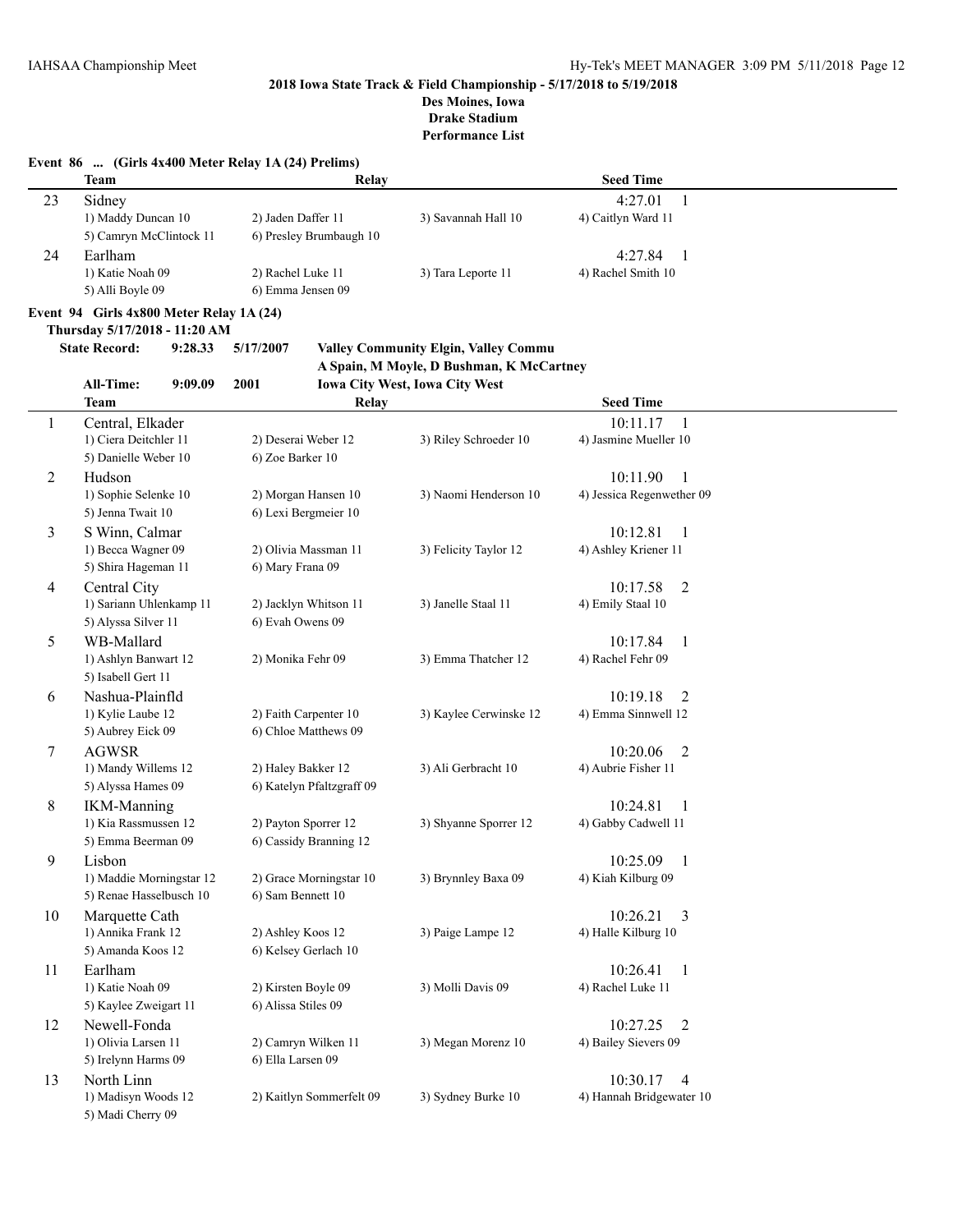**2018 Iowa State Track & Field Championship - 5/17/2018 to 5/19/2018**
**Des Moines, Iowa**
**Drake Stadium**
**Performance List**

### Event 86 ... (Girls 4x400 Meter Relay 1A (24) Prelims)

| | Team | Relay | | | Seed Time |
|---|---|---|---|---|---|
| 23 | Sidney | | | | 4:27.01 1 |
| | 1) Maddy Duncan 10 | 2) Jaden Daffer 11 | 3) Savannah Hall 10 | 4) Caitlyn Ward 11 | |
| | 5) Camryn McClintock 11 | 6) Presley Brumbaugh 10 | | | |
| 24 | Earlham | | | | 4:27.84 1 |
| | 1) Katie Noah 09 | 2) Rachel Luke 11 | 3) Tara Leporte 11 | 4) Rachel Smith 10 | |
| | 5) Alli Boyle 09 | 6) Emma Jensen 09 | | | |

### Event 94 Girls 4x800 Meter Relay 1A (24)

**Thursday 5/17/2018 - 11:20 AM**

**State Record:** 9:28.33 5/17/2007 **Valley Community Elgin, Valley Commu**
**A Spain, M Moyle, D Bushman, K McCartney**

**All-Time:** 9:09.09 2001 **Iowa City West, Iowa City West**

| | Team | Relay | | | Seed Time |
|---|---|---|---|---|---|
| 1 | Central, Elkader | | | | 10:11.17 1 |
| | 1) Ciera Deitchler 11 | 2) Deserai Weber 12 | 3) Riley Schroeder 10 | 4) Jasmine Mueller 10 | |
| | 5) Danielle Weber 10 | 6) Zoe Barker 10 | | | |
| 2 | Hudson | | | | 10:11.90 1 |
| | 1) Sophie Selenke 10 | 2) Morgan Hansen 10 | 3) Naomi Henderson 10 | 4) Jessica Regenwether 09 | |
| | 5) Jenna Twait 10 | 6) Lexi Bergmeier 10 | | | |
| 3 | S Winn, Calmar | | | | 10:12.81 1 |
| | 1) Becca Wagner 09 | 2) Olivia Massman 11 | 3) Felicity Taylor 12 | 4) Ashley Kriener 11 | |
| | 5) Shira Hageman 11 | 6) Mary Frana 09 | | | |
| 4 | Central City | | | | 10:17.58 2 |
| | 1) Sariann Uhlenkamp 11 | 2) Jacklyn Whitson 11 | 3) Janelle Staal 11 | 4) Emily Staal 10 | |
| | 5) Alyssa Silver 11 | 6) Evah Owens 09 | | | |
| 5 | WB-Mallard | | | | 10:17.84 1 |
| | 1) Ashlyn Banwart 12 | 2) Monika Fehr 09 | 3) Emma Thatcher 12 | 4) Rachel Fehr 09 | |
| | 5) Isabell Gert 11 | | | | |
| 6 | Nashua-Plainfld | | | | 10:19.18 2 |
| | 1) Kylie Laube 12 | 2) Faith Carpenter 10 | 3) Kaylee Cerwinske 12 | 4) Emma Sinnwell 12 | |
| | 5) Aubrey Eick 09 | 6) Chloe Matthews 09 | | | |
| 7 | AGWSR | | | | 10:20.06 2 |
| | 1) Mandy Willems 12 | 2) Haley Bakker 12 | 3) Ali Gerbracht 10 | 4) Aubrie Fisher 11 | |
| | 5) Alyssa Hames 09 | 6) Katelyn Pfaltzgraff 09 | | | |
| 8 | IKM-Manning | | | | 10:24.81 1 |
| | 1) Kia Rassmussen 12 | 2) Payton Sporrer 12 | 3) Shyanne Sporrer 12 | 4) Gabby Cadwell 11 | |
| | 5) Emma Beerman 09 | 6) Cassidy Branning 12 | | | |
| 9 | Lisbon | | | | 10:25.09 1 |
| | 1) Maddie Morningstar 12 | 2) Grace Morningstar 10 | 3) Brynnley Baxa 09 | 4) Kiah Kilburg 09 | |
| | 5) Renae Hasselbusch 10 | 6) Sam Bennett 10 | | | |
| 10 | Marquette Cath | | | | 10:26.21 3 |
| | 1) Annika Frank 12 | 2) Ashley Koos 12 | 3) Paige Lampe 12 | 4) Halle Kilburg 10 | |
| | 5) Amanda Koos 12 | 6) Kelsey Gerlach 10 | | | |
| 11 | Earlham | | | | 10:26.41 1 |
| | 1) Katie Noah 09 | 2) Kirsten Boyle 09 | 3) Molli Davis 09 | 4) Rachel Luke 11 | |
| | 5) Kaylee Zweigart 11 | 6) Alissa Stiles 09 | | | |
| 12 | Newell-Fonda | | | | 10:27.25 2 |
| | 1) Olivia Larsen 11 | 2) Camryn Wilken 11 | 3) Megan Morenz 10 | 4) Bailey Sievers 09 | |
| | 5) Irelynn Harms 09 | 6) Ella Larsen 09 | | | |
| 13 | North Linn | | | | 10:30.17 4 |
| | 1) Madisyn Woods 12 | 2) Kaitlyn Sommerfelt 09 | 3) Sydney Burke 10 | 4) Hannah Bridgewater 10 | |
| | 5) Madi Cherry 09 | | | | |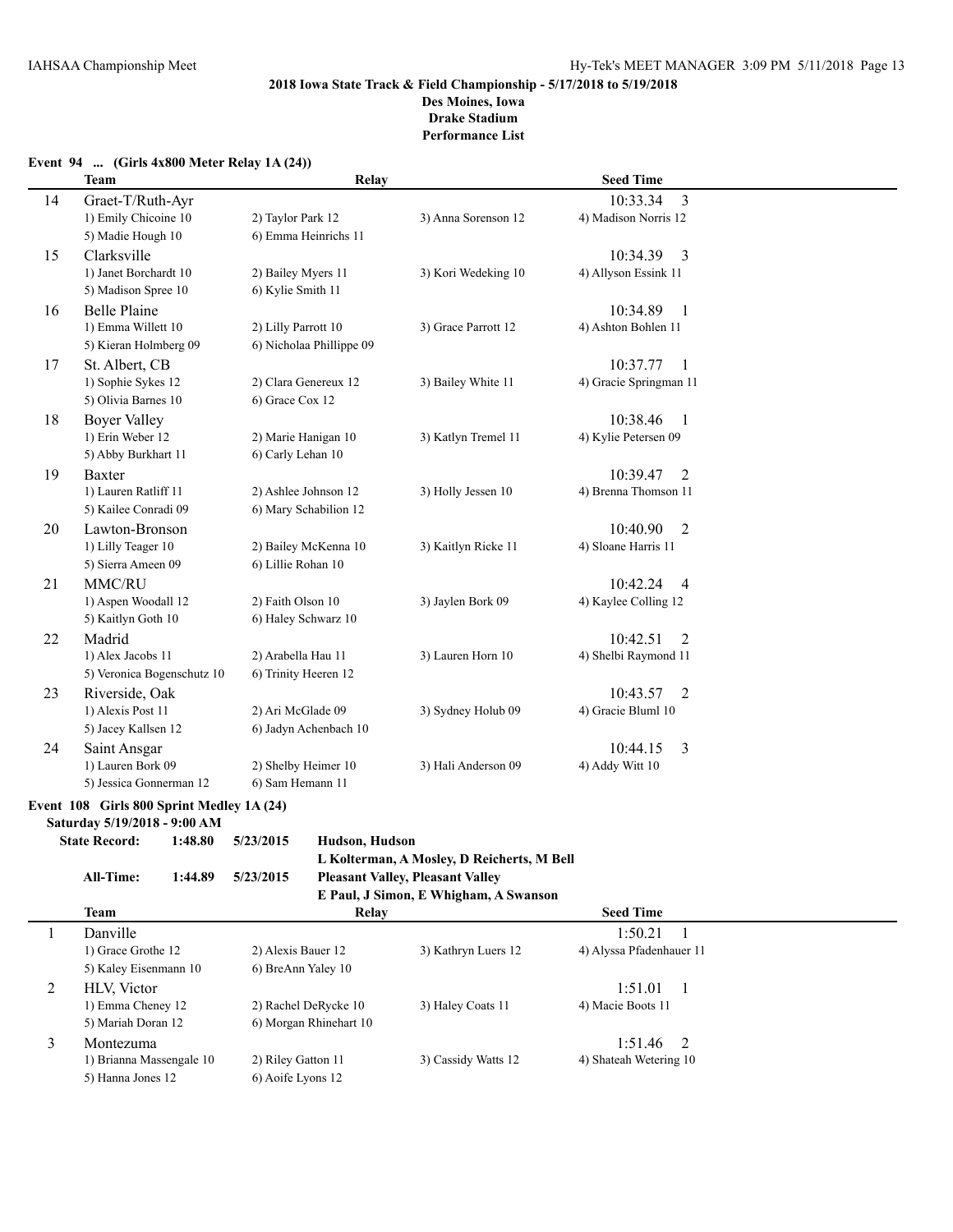**2018 Iowa State Track & Field Championship - 5/17/2018 to 5/19/2018**
**Des Moines, Iowa**
**Drake Stadium**
**Performance List**

### Event 94 ... (Girls 4x800 Meter Relay 1A (24))

| | Team | Relay | | Seed Time |
|---|---|---|---|---|
| 14 | Graet-T/Ruth-Ayr | | | 10:33.34 3 |
| | 1) Emily Chicoine 10 | 2) Taylor Park 12 | 3) Anna Sorenson 12 | 4) Madison Norris 12 |
| | 5) Madie Hough 10 | 6) Emma Heinrichs 11 | | |
| 15 | Clarksville | | | 10:34.39 3 |
| | 1) Janet Borchardt 10 | 2) Bailey Myers 11 | 3) Kori Wedeking 10 | 4) Allyson Essink 11 |
| | 5) Madison Spree 10 | 6) Kylie Smith 11 | | |
| 16 | Belle Plaine | | | 10:34.89 1 |
| | 1) Emma Willett 10 | 2) Lilly Parrott 10 | 3) Grace Parrott 12 | 4) Ashton Bohlen 11 |
| | 5) Kieran Holmberg 09 | 6) Nicholaa Phillippe 09 | | |
| 17 | St. Albert, CB | | | 10:37.77 1 |
| | 1) Sophie Sykes 12 | 2) Clara Genereux 12 | 3) Bailey White 11 | 4) Gracie Springman 11 |
| | 5) Olivia Barnes 10 | 6) Grace Cox 12 | | |
| 18 | Boyer Valley | | | 10:38.46 1 |
| | 1) Erin Weber 12 | 2) Marie Hanigan 10 | 3) Katlyn Tremel 11 | 4) Kylie Petersen 09 |
| | 5) Abby Burkhart 11 | 6) Carly Lehan 10 | | |
| 19 | Baxter | | | 10:39.47 2 |
| | 1) Lauren Ratliff 11 | 2) Ashlee Johnson 12 | 3) Holly Jessen 10 | 4) Brenna Thomson 11 |
| | 5) Kailee Conradi 09 | 6) Mary Schabilion 12 | | |
| 20 | Lawton-Bronson | | | 10:40.90 2 |
| | 1) Lilly Teager 10 | 2) Bailey McKenna 10 | 3) Kaitlyn Ricke 11 | 4) Sloane Harris 11 |
| | 5) Sierra Ameen 09 | 6) Lillie Rohan 10 | | |
| 21 | MMC/RU | | | 10:42.24 4 |
| | 1) Aspen Woodall 12 | 2) Faith Olson 10 | 3) Jaylen Bork 09 | 4) Kaylee Colling 12 |
| | 5) Kaitlyn Goth 10 | 6) Haley Schwarz 10 | | |
| 22 | Madrid | | | 10:42.51 2 |
| | 1) Alex Jacobs 11 | 2) Arabella Hau 11 | 3) Lauren Horn 10 | 4) Shelbi Raymond 11 |
| | 5) Veronica Bogenschutz 10 | 6) Trinity Heeren 12 | | |
| 23 | Riverside, Oak | | | 10:43.57 2 |
| | 1) Alexis Post 11 | 2) Ari McGlade 09 | 3) Sydney Holub 09 | 4) Gracie Bluml 10 |
| | 5) Jacey Kallsen 12 | 6) Jadyn Achenbach 10 | | |
| 24 | Saint Ansgar | | | 10:44.15 3 |
| | 1) Lauren Bork 09 | 2) Shelby Heimer 10 | 3) Hali Anderson 09 | 4) Addy Witt 10 |
| | 5) Jessica Gonnerman 12 | 6) Sam Hemann 11 | | |

### Event 108 Girls 800 Sprint Medley 1A (24)

**Saturday 5/19/2018 - 9:00 AM**

**State Record:** 1:48.80 5/23/2015 **Hudson, Hudson**
**L Kolterman, A Mosley, D Reicherts, M Bell**

**All-Time:** 1:44.89 5/23/2015 **Pleasant Valley, Pleasant Valley**
**E Paul, J Simon, E Whigham, A Swanson**

| | Team | Relay | | Seed Time |
|---|---|---|---|---|
| 1 | Danville | | | 1:50.21 1 |
| | 1) Grace Grothe 12 | 2) Alexis Bauer 12 | 3) Kathryn Luers 12 | 4) Alyssa Pfadenhauer 11 |
| | 5) Kaley Eisenmann 10 | 6) BreAnn Yaley 10 | | |
| 2 | HLV, Victor | | | 1:51.01 1 |
| | 1) Emma Cheney 12 | 2) Rachel DeRycke 10 | 3) Haley Coats 11 | 4) Macie Boots 11 |
| | 5) Mariah Doran 12 | 6) Morgan Rhinehart 10 | | |
| 3 | Montezuma | | | 1:51.46 2 |
| | 1) Brianna Massengale 10 | 2) Riley Gatton 11 | 3) Cassidy Watts 12 | 4) Shateah Wetering 10 |
| | 5) Hanna Jones 12 | 6) Aoife Lyons 12 | | |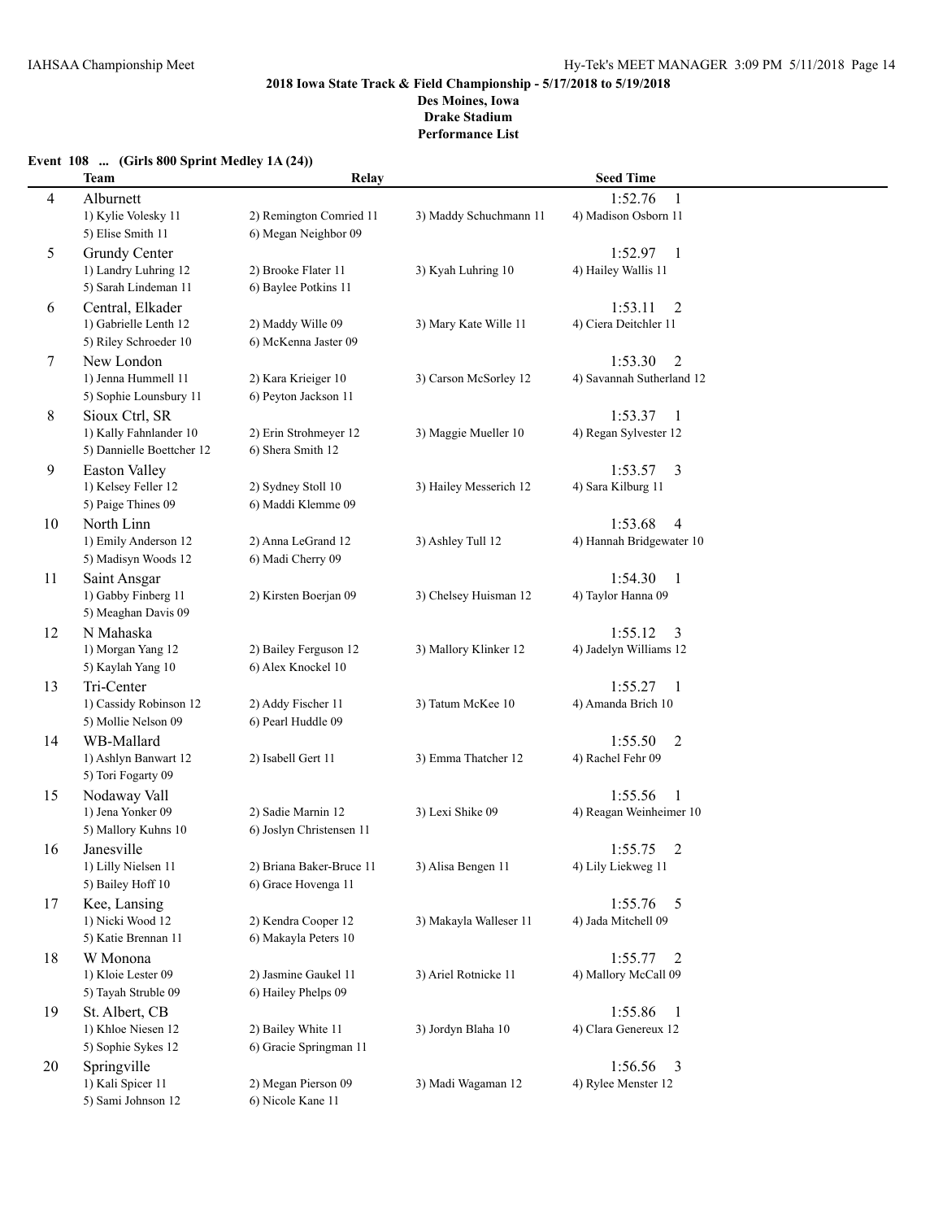**2018 Iowa State Track & Field Championship - 5/17/2018 to 5/19/2018**
**Des Moines, Iowa**
**Drake Stadium**
**Performance List**

**Event 108 ... (Girls 800 Sprint Medley 1A (24))**

| | Team | Relay | | Seed Time |
|---|---|---|---|---|
| 4 | Alburnett | | | 1:52.76 1 |
| | 1) Kylie Volesky 11 | 2) Remington Comried 11 | 3) Maddy Schuchmann 11 | 4) Madison Osborn 11 |
| | 5) Elise Smith 11 | 6) Megan Neighbor 09 | | |
| 5 | Grundy Center | | | 1:52.97 1 |
| | 1) Landry Luhring 12 | 2) Brooke Flater 11 | 3) Kyah Luhring 10 | 4) Hailey Wallis 11 |
| | 5) Sarah Lindeman 11 | 6) Baylee Potkins 11 | | |
| 6 | Central, Elkader | | | 1:53.11 2 |
| | 1) Gabrielle Lenth 12 | 2) Maddy Wille 09 | 3) Mary Kate Wille 11 | 4) Ciera Deitchler 11 |
| | 5) Riley Schroeder 10 | 6) McKenna Jaster 09 | | |
| 7 | New London | | | 1:53.30 2 |
| | 1) Jenna Hummell 11 | 2) Kara Krieiger 10 | 3) Carson McSorley 12 | 4) Savannah Sutherland 12 |
| | 5) Sophie Lounsbury 11 | 6) Peyton Jackson 11 | | |
| 8 | Sioux Ctrl, SR | | | 1:53.37 1 |
| | 1) Kally Fahnlander 10 | 2) Erin Strohmeyer 12 | 3) Maggie Mueller 10 | 4) Regan Sylvester 12 |
| | 5) Dannielle Boettcher 12 | 6) Shera Smith 12 | | |
| 9 | Easton Valley | | | 1:53.57 3 |
| | 1) Kelsey Feller 12 | 2) Sydney Stoll 10 | 3) Hailey Messerich 12 | 4) Sara Kilburg 11 |
| | 5) Paige Thines 09 | 6) Maddi Klemme 09 | | |
| 10 | North Linn | | | 1:53.68 4 |
| | 1) Emily Anderson 12 | 2) Anna LeGrand 12 | 3) Ashley Tull 12 | 4) Hannah Bridgewater 10 |
| | 5) Madisyn Woods 12 | 6) Madi Cherry 09 | | |
| 11 | Saint Ansgar | | | 1:54.30 1 |
| | 1) Gabby Finberg 11 | 2) Kirsten Boerjan 09 | 3) Chelsey Huisman 12 | 4) Taylor Hanna 09 |
| | 5) Meaghan Davis 09 | | | |
| 12 | N Mahaska | | | 1:55.12 3 |
| | 1) Morgan Yang 12 | 2) Bailey Ferguson 12 | 3) Mallory Klinker 12 | 4) Jadelyn Williams 12 |
| | 5) Kaylah Yang 10 | 6) Alex Knockel 10 | | |
| 13 | Tri-Center | | | 1:55.27 1 |
| | 1) Cassidy Robinson 12 | 2) Addy Fischer 11 | 3) Tatum McKee 10 | 4) Amanda Brich 10 |
| | 5) Mollie Nelson 09 | 6) Pearl Huddle 09 | | |
| 14 | WB-Mallard | | | 1:55.50 2 |
| | 1) Ashlyn Banwart 12 | 2) Isabell Gert 11 | 3) Emma Thatcher 12 | 4) Rachel Fehr 09 |
| | 5) Tori Fogarty 09 | | | |
| 15 | Nodaway Vall | | | 1:55.56 1 |
| | 1) Jena Yonker 09 | 2) Sadie Marnin 12 | 3) Lexi Shike 09 | 4) Reagan Weinheimer 10 |
| | 5) Mallory Kuhns 10 | 6) Joslyn Christensen 11 | | |
| 16 | Janesville | | | 1:55.75 2 |
| | 1) Lilly Nielsen 11 | 2) Briana Baker-Bruce 11 | 3) Alisa Bengen 11 | 4) Lily Liekweg 11 |
| | 5) Bailey Hoff 10 | 6) Grace Hovenga 11 | | |
| 17 | Kee, Lansing | | | 1:55.76 5 |
| | 1) Nicki Wood 12 | 2) Kendra Cooper 12 | 3) Makayla Walleser 11 | 4) Jada Mitchell 09 |
| | 5) Katie Brennan 11 | 6) Makayla Peters 10 | | |
| 18 | W Monona | | | 1:55.77 2 |
| | 1) Kloie Lester 09 | 2) Jasmine Gaukel 11 | 3) Ariel Rotnicke 11 | 4) Mallory McCall 09 |
| | 5) Tayah Struble 09 | 6) Hailey Phelps 09 | | |
| 19 | St. Albert, CB | | | 1:55.86 1 |
| | 1) Khloe Niesen 12 | 2) Bailey White 11 | 3) Jordyn Blaha 10 | 4) Clara Genereux 12 |
| | 5) Sophie Sykes 12 | 6) Gracie Springman 11 | | |
| 20 | Springville | | | 1:56.56 3 |
| | 1) Kali Spicer 11 | 2) Megan Pierson 09 | 3) Madi Wagaman 12 | 4) Rylee Menster 12 |
| | 5) Sami Johnson 12 | 6) Nicole Kane 11 | | |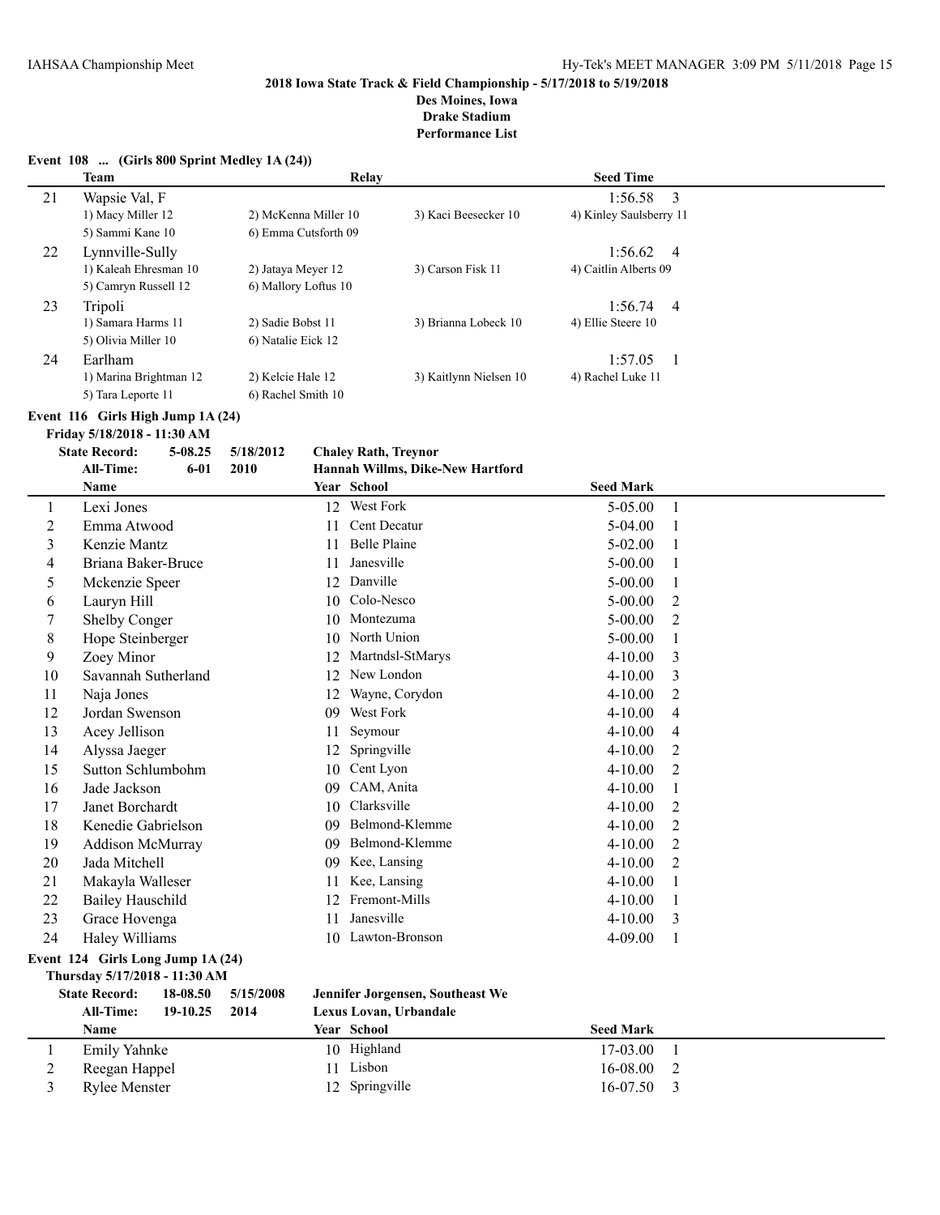**2018 Iowa State Track & Field Championship - 5/17/2018 to 5/19/2018**
**Des Moines, Iowa**
**Drake Stadium**
**Performance List**

### Event 108 ... (Girls 800 Sprint Medley 1A (24))

| | Team | Relay | | Seed Time | |
|---|---|---|---|---|---|
| 21 | Wapsie Val, F | | | 1:56.58 | 3 |
| | 1) Macy Miller 12 | 2) McKenna Miller 10 | 3) Kaci Beesecker 10 | 4) Kinley Saulsberry 11 | |
| | 5) Sammi Kane 10 | 6) Emma Cutsforth 09 | | | |
| 22 | Lynnville-Sully | | | 1:56.62 | 4 |
| | 1) Kaleah Ehresman 10 | 2) Jataya Meyer 12 | 3) Carson Fisk 11 | 4) Caitlin Alberts 09 | |
| | 5) Camryn Russell 12 | 6) Mallory Loftus 10 | | | |
| 23 | Tripoli | | | 1:56.74 | 4 |
| | 1) Samara Harms 11 | 2) Sadie Bobst 11 | 3) Brianna Lobeck 10 | 4) Ellie Steere 10 | |
| | 5) Olivia Miller 10 | 6) Natalie Eick 12 | | | |
| 24 | Earlham | | | 1:57.05 | 1 |
| | 1) Marina Brightman 12 | 2) Kelcie Hale 12 | 3) Kaitlynn Nielsen 10 | 4) Rachel Luke 11 | |
| | 5) Tara Leporte 11 | 6) Rachel Smith 10 | | | |

### Event 116 Girls High Jump 1A (24)

**Friday 5/18/2018 - 11:30 AM**

**State Record:** 5-08.25 5/18/2012 **Chaley Rath, Treynor**
**All-Time:** 6-01 2010 **Hannah Willms, Dike-New Hartford**

| | Name | Year | School | Seed Mark | |
|---|---|---|---|---|---|
| 1 | Lexi Jones | 12 | West Fork | 5-05.00 | 1 |
| 2 | Emma Atwood | 11 | Cent Decatur | 5-04.00 | 1 |
| 3 | Kenzie Mantz | 11 | Belle Plaine | 5-02.00 | 1 |
| 4 | Briana Baker-Bruce | 11 | Janesville | 5-00.00 | 1 |
| 5 | Mckenzie Speer | 12 | Danville | 5-00.00 | 1 |
| 6 | Lauryn Hill | 10 | Colo-Nesco | 5-00.00 | 2 |
| 7 | Shelby Conger | 10 | Montezuma | 5-00.00 | 2 |
| 8 | Hope Steinberger | 10 | North Union | 5-00.00 | 1 |
| 9 | Zoey Minor | 12 | Martndsl-StMarys | 4-10.00 | 3 |
| 10 | Savannah Sutherland | 12 | New London | 4-10.00 | 3 |
| 11 | Naja Jones | 12 | Wayne, Corydon | 4-10.00 | 2 |
| 12 | Jordan Swenson | 09 | West Fork | 4-10.00 | 4 |
| 13 | Acey Jellison | 11 | Seymour | 4-10.00 | 4 |
| 14 | Alyssa Jaeger | 12 | Springville | 4-10.00 | 2 |
| 15 | Sutton Schlumbohm | 10 | Cent Lyon | 4-10.00 | 2 |
| 16 | Jade Jackson | 09 | CAM, Anita | 4-10.00 | 1 |
| 17 | Janet Borchardt | 10 | Clarksville | 4-10.00 | 2 |
| 18 | Kenedie Gabrielson | 09 | Belmond-Klemme | 4-10.00 | 2 |
| 19 | Addison McMurray | 09 | Belmond-Klemme | 4-10.00 | 2 |
| 20 | Jada Mitchell | 09 | Kee, Lansing | 4-10.00 | 2 |
| 21 | Makayla Walleser | 11 | Kee, Lansing | 4-10.00 | 1 |
| 22 | Bailey Hauschild | 12 | Fremont-Mills | 4-10.00 | 1 |
| 23 | Grace Hovenga | 11 | Janesville | 4-10.00 | 3 |
| 24 | Haley Williams | 10 | Lawton-Bronson | 4-09.00 | 1 |

### Event 124 Girls Long Jump 1A (24)

**Thursday 5/17/2018 - 11:30 AM**

**State Record:** 18-08.50 5/15/2008 **Jennifer Jorgensen, Southeast We**
**All-Time:** 19-10.25 2014 **Lexus Lovan, Urbandale**

| | Name | Year | School | Seed Mark | |
|---|---|---|---|---|---|
| 1 | Emily Yahnke | 10 | Highland | 17-03.00 | 1 |
| 2 | Reegan Happel | 11 | Lisbon | 16-08.00 | 2 |
| 3 | Rylee Menster | 12 | Springville | 16-07.50 | 3 |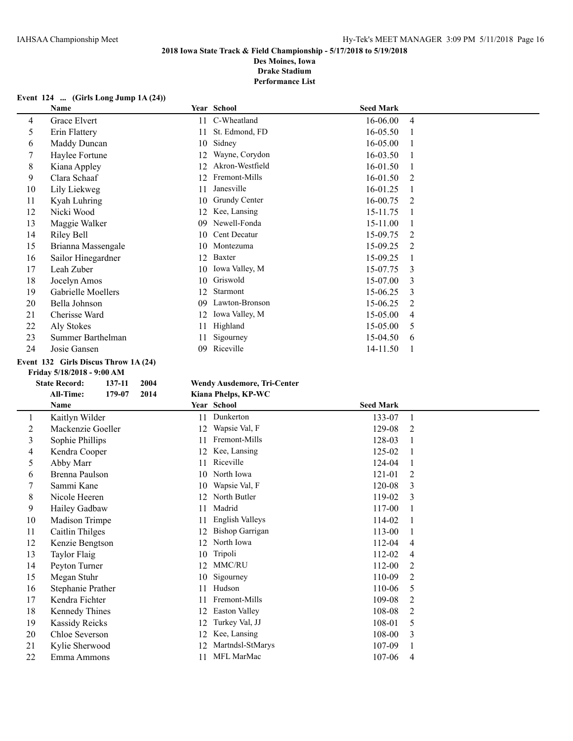**2018 Iowa State Track & Field Championship - 5/17/2018 to 5/19/2018**
**Des Moines, Iowa**
**Drake Stadium**
**Performance List**

### Event 124 ... (Girls Long Jump 1A (24))

| | Name | Year | School | Seed Mark | |
|---|---|---|---|---|---|
| 4 | Grace Elvert | 11 | C-Wheatland | 16-06.00 | 4 |
| 5 | Erin Flattery | 11 | St. Edmond, FD | 16-05.50 | 1 |
| 6 | Maddy Duncan | 10 | Sidney | 16-05.00 | 1 |
| 7 | Haylee Fortune | 12 | Wayne, Corydon | 16-03.50 | 1 |
| 8 | Kiana Appley | 12 | Akron-Westfield | 16-01.50 | 1 |
| 9 | Clara Schaaf | 12 | Fremont-Mills | 16-01.50 | 2 |
| 10 | Lily Liekweg | 11 | Janesville | 16-01.25 | 1 |
| 11 | Kyah Luhring | 10 | Grundy Center | 16-00.75 | 2 |
| 12 | Nicki Wood | 12 | Kee, Lansing | 15-11.75 | 1 |
| 13 | Maggie Walker | 09 | Newell-Fonda | 15-11.00 | 1 |
| 14 | Riley Bell | 10 | Cent Decatur | 15-09.75 | 2 |
| 15 | Brianna Massengale | 10 | Montezuma | 15-09.25 | 2 |
| 16 | Sailor Hinegardner | 12 | Baxter | 15-09.25 | 1 |
| 17 | Leah Zuber | 10 | Iowa Valley, M | 15-07.75 | 3 |
| 18 | Jocelyn Amos | 10 | Griswold | 15-07.00 | 3 |
| 19 | Gabrielle Moellers | 12 | Starmont | 15-06.25 | 3 |
| 20 | Bella Johnson | 09 | Lawton-Bronson | 15-06.25 | 2 |
| 21 | Cherisse Ward | 12 | Iowa Valley, M | 15-05.00 | 4 |
| 22 | Aly Stokes | 11 | Highland | 15-05.00 | 5 |
| 23 | Summer Barthelman | 11 | Sigourney | 15-04.50 | 6 |
| 24 | Josie Gansen | 09 | Riceville | 14-11.50 | 1 |

### Event 132 Girls Discus Throw 1A (24)

**Friday 5/18/2018 - 9:00 AM**

**State Record:** 137-11 2004 **Wendy Ausdemore, Tri-Center**
**All-Time:** 179-07 2014 **Kiana Phelps, KP-WC**

| | Name | Year | School | Seed Mark | |
|---|---|---|---|---|---|
| 1 | Kaitlyn Wilder | 11 | Dunkerton | 133-07 | 1 |
| 2 | Mackenzie Goeller | 12 | Wapsie Val, F | 129-08 | 2 |
| 3 | Sophie Phillips | 11 | Fremont-Mills | 128-03 | 1 |
| 4 | Kendra Cooper | 12 | Kee, Lansing | 125-02 | 1 |
| 5 | Abby Marr | 11 | Riceville | 124-04 | 1 |
| 6 | Brenna Paulson | 10 | North Iowa | 121-01 | 2 |
| 7 | Sammi Kane | 10 | Wapsie Val, F | 120-08 | 3 |
| 8 | Nicole Heeren | 12 | North Butler | 119-02 | 3 |
| 9 | Hailey Gadbaw | 11 | Madrid | 117-00 | 1 |
| 10 | Madison Trimpe | 11 | English Valleys | 114-02 | 1 |
| 11 | Caitlin Thilges | 12 | Bishop Garrigan | 113-00 | 1 |
| 12 | Kenzie Bengtson | 12 | North Iowa | 112-04 | 4 |
| 13 | Taylor Flaig | 10 | Tripoli | 112-02 | 4 |
| 14 | Peyton Turner | 12 | MMC/RU | 112-00 | 2 |
| 15 | Megan Stuhr | 10 | Sigourney | 110-09 | 2 |
| 16 | Stephanie Prather | 11 | Hudson | 110-06 | 5 |
| 17 | Kendra Fichter | 11 | Fremont-Mills | 109-08 | 2 |
| 18 | Kennedy Thines | 12 | Easton Valley | 108-08 | 2 |
| 19 | Kassidy Reicks | 12 | Turkey Val, JJ | 108-01 | 5 |
| 20 | Chloe Severson | 12 | Kee, Lansing | 108-00 | 3 |
| 21 | Kylie Sherwood | 12 | Martndsl-StMarys | 107-09 | 1 |
| 22 | Emma Ammons | 11 | MFL MarMac | 107-06 | 4 |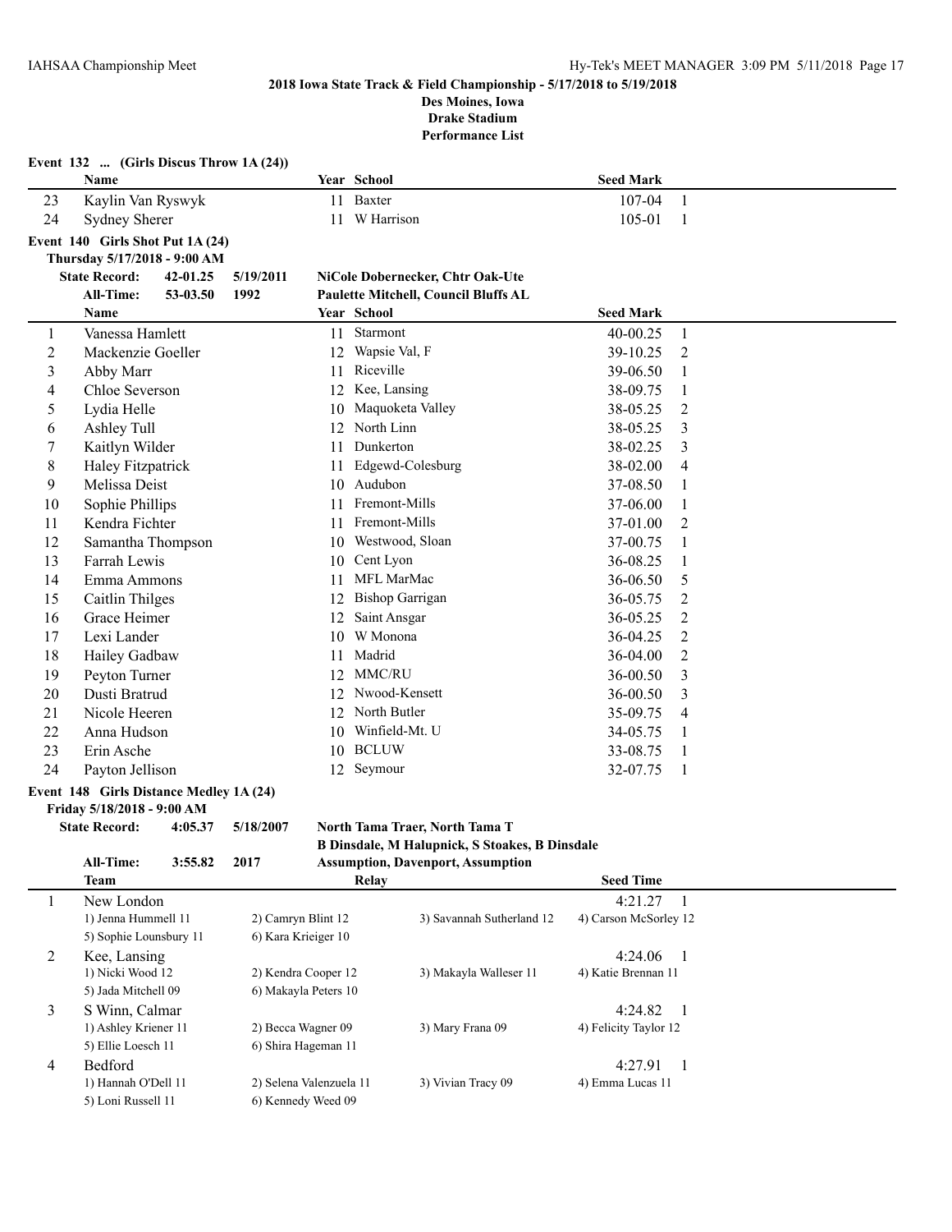**2018 Iowa State Track & Field Championship - 5/17/2018 to 5/19/2018**
**Des Moines, Iowa**
**Drake Stadium**
**Performance List**

**Event 132 ... (Girls Discus Throw 1A (24))**

| | Name | Year | School | Seed Mark | |
|---|---|---|---|---|---|
| 23 | Kaylin Van Ryswyk | 11 | Baxter | 107-04 | 1 |
| 24 | Sydney Sherer | 11 | W Harrison | 105-01 | 1 |

**Event 140 Girls Shot Put 1A (24)**
**Thursday 5/17/2018 - 9:00 AM**

**State Record:** 42-01.25 5/19/2011 NiCole Dobernecker, Chtr Oak-Ute
**All-Time:** 53-03.50 1992 Paulette Mitchell, Council Bluffs AL

| | Name | Year | School | Seed Mark | |
|---|---|---|---|---|---|
| 1 | Vanessa Hamlett | 11 | Starmont | 40-00.25 | 1 |
| 2 | Mackenzie Goeller | 12 | Wapsie Val, F | 39-10.25 | 2 |
| 3 | Abby Marr | 11 | Riceville | 39-06.50 | 1 |
| 4 | Chloe Severson | 12 | Kee, Lansing | 38-09.75 | 1 |
| 5 | Lydia Helle | 10 | Maquoketa Valley | 38-05.25 | 2 |
| 6 | Ashley Tull | 12 | North Linn | 38-05.25 | 3 |
| 7 | Kaitlyn Wilder | 11 | Dunkerton | 38-02.25 | 3 |
| 8 | Haley Fitzpatrick | 11 | Edgewd-Colesburg | 38-02.00 | 4 |
| 9 | Melissa Deist | 10 | Audubon | 37-08.50 | 1 |
| 10 | Sophie Phillips | 11 | Fremont-Mills | 37-06.00 | 1 |
| 11 | Kendra Fichter | 11 | Fremont-Mills | 37-01.00 | 2 |
| 12 | Samantha Thompson | 10 | Westwood, Sloan | 37-00.75 | 1 |
| 13 | Farrah Lewis | 10 | Cent Lyon | 36-08.25 | 1 |
| 14 | Emma Ammons | 11 | MFL MarMac | 36-06.50 | 5 |
| 15 | Caitlin Thilges | 12 | Bishop Garrigan | 36-05.75 | 2 |
| 16 | Grace Heimer | 12 | Saint Ansgar | 36-05.25 | 2 |
| 17 | Lexi Lander | 10 | W Monona | 36-04.25 | 2 |
| 18 | Hailey Gadbaw | 11 | Madrid | 36-04.00 | 2 |
| 19 | Peyton Turner | 12 | MMC/RU | 36-00.50 | 3 |
| 20 | Dusti Bratrud | 12 | Nwood-Kensett | 36-00.50 | 3 |
| 21 | Nicole Heeren | 12 | North Butler | 35-09.75 | 4 |
| 22 | Anna Hudson | 10 | Winfield-Mt. U | 34-05.75 | 1 |
| 23 | Erin Asche | 10 | BCLUW | 33-08.75 | 1 |
| 24 | Payton Jellison | 12 | Seymour | 32-07.75 | 1 |

**Event 148 Girls Distance Medley 1A (24)**
**Friday 5/18/2018 - 9:00 AM**

**State Record:** 4:05.37 5/18/2007 North Tama Traer, North Tama T
B Dinsdale, M Halupnick, S Stoakes, B Dinsdale
**All-Time:** 3:55.82 2017 Assumption, Davenport, Assumption

| | Team | Relay | | Seed Time | |
|---|---|---|---|---|---|
| 1 | New London | | | 4:21.27 | 1 |
| | 1) Jenna Hummell 11 | 2) Camryn Blint 12 | 3) Savannah Sutherland 12 | 4) Carson McSorley 12 | |
| | 5) Sophie Lounsbury 11 | 6) Kara Krieiger 10 | | | |
| 2 | Kee, Lansing | | | 4:24.06 | 1 |
| | 1) Nicki Wood 12 | 2) Kendra Cooper 12 | 3) Makayla Walleser 11 | 4) Katie Brennan 11 | |
| | 5) Jada Mitchell 09 | 6) Makayla Peters 10 | | | |
| 3 | S Winn, Calmar | | | 4:24.82 | 1 |
| | 1) Ashley Kriener 11 | 2) Becca Wagner 09 | 3) Mary Frana 09 | 4) Felicity Taylor 12 | |
| | 5) Ellie Loesch 11 | 6) Shira Hageman 11 | | | |
| 4 | Bedford | | | 4:27.91 | 1 |
| | 1) Hannah O'Dell 11 | 2) Selena Valenzuela 11 | 3) Vivian Tracy 09 | 4) Emma Lucas 11 | |
| | 5) Loni Russell 11 | 6) Kennedy Weed 09 | | | |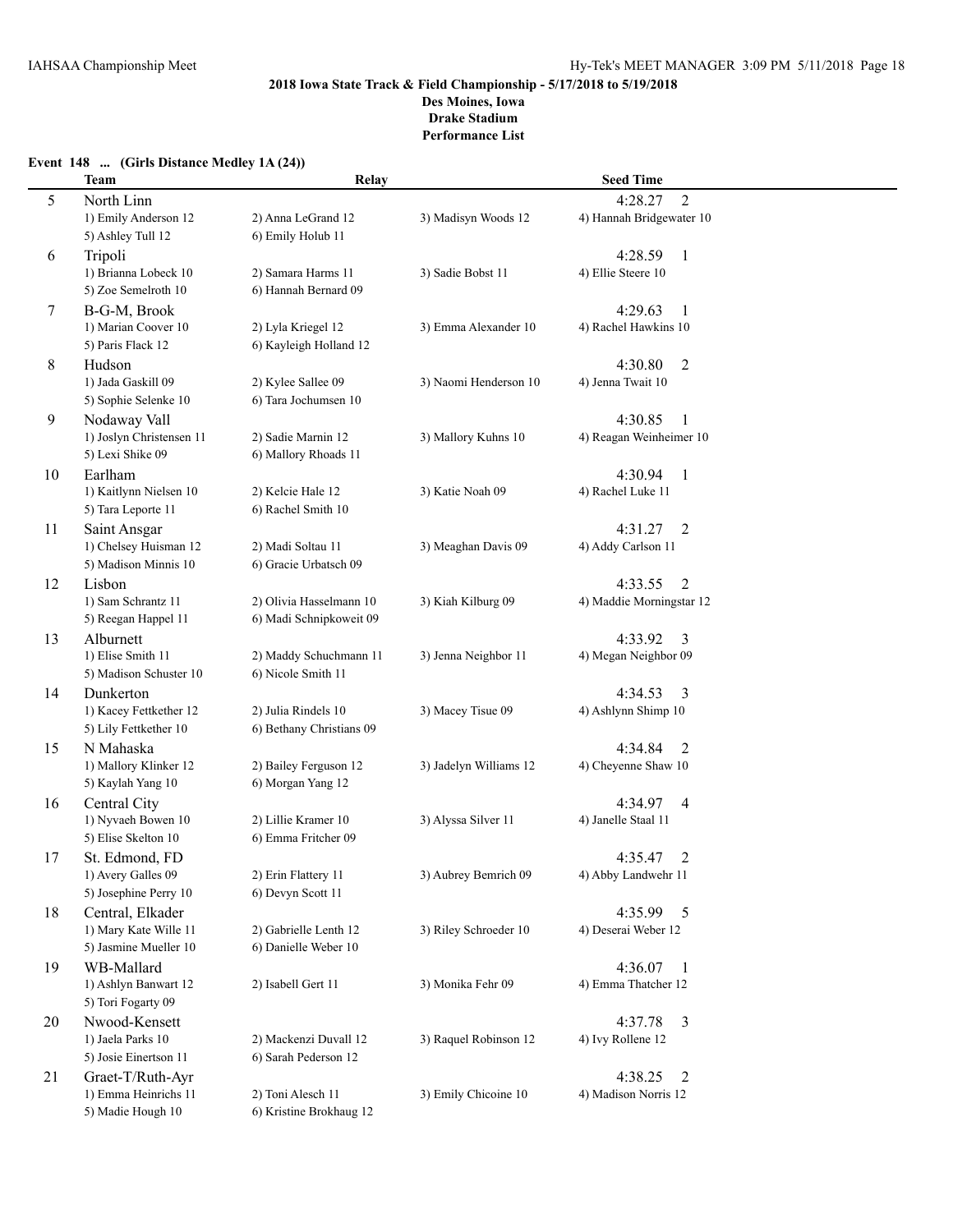**2018 Iowa State Track & Field Championship - 5/17/2018 to 5/19/2018**
**Des Moines, Iowa**
**Drake Stadium**
**Performance List**

### Event 148 ... (Girls Distance Medley 1A (24))

| | Team | Relay | | Seed Time |
|---|---|---|---|---|
| 5 | North Linn | | | 4:28.27 2 |
| | 1) Emily Anderson 12 | 2) Anna LeGrand 12 | 3) Madisyn Woods 12 | 4) Hannah Bridgewater 10 |
| | 5) Ashley Tull 12 | 6) Emily Holub 11 | | |
| 6 | Tripoli | | | 4:28.59 1 |
| | 1) Brianna Lobeck 10 | 2) Samara Harms 11 | 3) Sadie Bobst 11 | 4) Ellie Steere 10 |
| | 5) Zoe Semelroth 10 | 6) Hannah Bernard 09 | | |
| 7 | B-G-M, Brook | | | 4:29.63 1 |
| | 1) Marian Coover 10 | 2) Lyla Kriegel 12 | 3) Emma Alexander 10 | 4) Rachel Hawkins 10 |
| | 5) Paris Flack 12 | 6) Kayleigh Holland 12 | | |
| 8 | Hudson | | | 4:30.80 2 |
| | 1) Jada Gaskill 09 | 2) Kylee Sallee 09 | 3) Naomi Henderson 10 | 4) Jenna Twait 10 |
| | 5) Sophie Selenke 10 | 6) Tara Jochumsen 10 | | |
| 9 | Nodaway Vall | | | 4:30.85 1 |
| | 1) Joslyn Christensen 11 | 2) Sadie Marnin 12 | 3) Mallory Kuhns 10 | 4) Reagan Weinheimer 10 |
| | 5) Lexi Shike 09 | 6) Mallory Rhoads 11 | | |
| 10 | Earlham | | | 4:30.94 1 |
| | 1) Kaitlynn Nielsen 10 | 2) Kelcie Hale 12 | 3) Katie Noah 09 | 4) Rachel Luke 11 |
| | 5) Tara Leporte 11 | 6) Rachel Smith 10 | | |
| 11 | Saint Ansgar | | | 4:31.27 2 |
| | 1) Chelsey Huisman 12 | 2) Madi Soltau 11 | 3) Meaghan Davis 09 | 4) Addy Carlson 11 |
| | 5) Madison Minnis 10 | 6) Gracie Urbatsch 09 | | |
| 12 | Lisbon | | | 4:33.55 2 |
| | 1) Sam Schrantz 11 | 2) Olivia Hasselmann 10 | 3) Kiah Kilburg 09 | 4) Maddie Morningstar 12 |
| | 5) Reegan Happel 11 | 6) Madi Schnipkoweit 09 | | |
| 13 | Alburnett | | | 4:33.92 3 |
| | 1) Elise Smith 11 | 2) Maddy Schuchmann 11 | 3) Jenna Neighbor 11 | 4) Megan Neighbor 09 |
| | 5) Madison Schuster 10 | 6) Nicole Smith 11 | | |
| 14 | Dunkerton | | | 4:34.53 3 |
| | 1) Kacey Fettkether 12 | 2) Julia Rindels 10 | 3) Macey Tisue 09 | 4) Ashlynn Shimp 10 |
| | 5) Lily Fettkether 10 | 6) Bethany Christians 09 | | |
| 15 | N Mahaska | | | 4:34.84 2 |
| | 1) Mallory Klinker 12 | 2) Bailey Ferguson 12 | 3) Jadelyn Williams 12 | 4) Cheyenne Shaw 10 |
| | 5) Kaylah Yang 10 | 6) Morgan Yang 12 | | |
| 16 | Central City | | | 4:34.97 4 |
| | 1) Nyvaeh Bowen 10 | 2) Lillie Kramer 10 | 3) Alyssa Silver 11 | 4) Janelle Staal 11 |
| | 5) Elise Skelton 10 | 6) Emma Fritcher 09 | | |
| 17 | St. Edmond, FD | | | 4:35.47 2 |
| | 1) Avery Galles 09 | 2) Erin Flattery 11 | 3) Aubrey Bemrich 09 | 4) Abby Landwehr 11 |
| | 5) Josephine Perry 10 | 6) Devyn Scott 11 | | |
| 18 | Central, Elkader | | | 4:35.99 5 |
| | 1) Mary Kate Wille 11 | 2) Gabrielle Lenth 12 | 3) Riley Schroeder 10 | 4) Deserai Weber 12 |
| | 5) Jasmine Mueller 10 | 6) Danielle Weber 10 | | |
| 19 | WB-Mallard | | | 4:36.07 1 |
| | 1) Ashlyn Banwart 12 | 2) Isabell Gert 11 | 3) Monika Fehr 09 | 4) Emma Thatcher 12 |
| | 5) Tori Fogarty 09 | | | |
| 20 | Nwood-Kensett | | | 4:37.78 3 |
| | 1) Jaela Parks 10 | 2) Mackenzi Duvall 12 | 3) Raquel Robinson 12 | 4) Ivy Rollene 12 |
| | 5) Josie Einertson 11 | 6) Sarah Pederson 12 | | |
| 21 | Graet-T/Ruth-Ayr | | | 4:38.25 2 |
| | 1) Emma Heinrichs 11 | 2) Toni Alesch 11 | 3) Emily Chicoine 10 | 4) Madison Norris 12 |
| | 5) Madie Hough 10 | 6) Kristine Brokhaug 12 | | |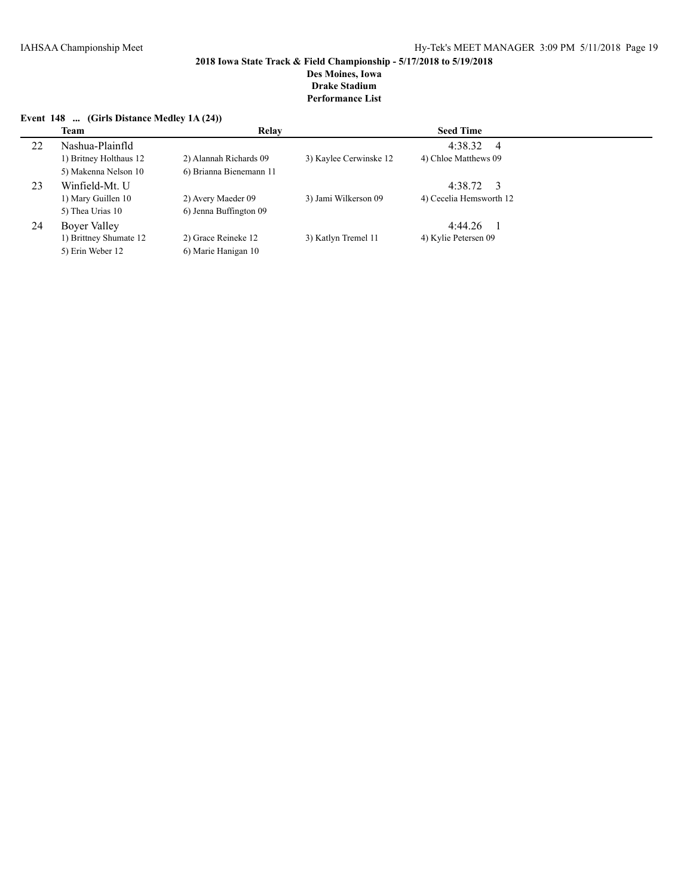**2018 Iowa State Track & Field Championship - 5/17/2018 to 5/19/2018**
**Des Moines, Iowa**
**Drake Stadium**
**Performance List**

**Event 148 ... (Girls Distance Medley 1A (24))**

| | Team | Relay | | Seed Time |
|---|---|---|---|---|
| 22 | Nashua-Plainfld | | | 4:38.32 4 |
| | 1) Britney Holthaus 12 | 2) Alannah Richards 09 | 3) Kaylee Cerwinske 12 | 4) Chloe Matthews 09 |
| | 5) Makenna Nelson 10 | 6) Brianna Bienemann 11 | | |
| 23 | Winfield-Mt. U | | | 4:38.72 3 |
| | 1) Mary Guillen 10 | 2) Avery Maeder 09 | 3) Jami Wilkerson 09 | 4) Cecelia Hemsworth 12 |
| | 5) Thea Urias 10 | 6) Jenna Buffington 09 | | |
| 24 | Boyer Valley | | | 4:44.26 1 |
| | 1) Brittney Shumate 12 | 2) Grace Reineke 12 | 3) Katlyn Tremel 11 | 4) Kylie Petersen 09 |
| | 5) Erin Weber 12 | 6) Marie Hanigan 10 | | |